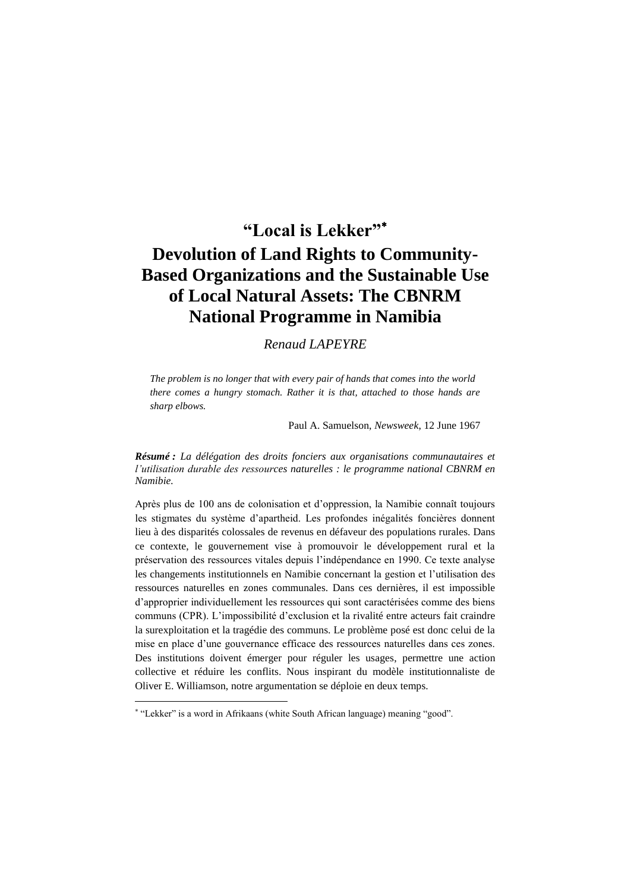# "Local is Lekker"[*]

# Devolution of Land Rights to Community-Based Organizations and the Sustainable Use of Local Natural Assets: The CBNRM National Programme in Namibia

*Renaud LAPEYRE*

> *The problem is no longer that with every pair of hands that comes into the world there comes a hungry stomach. Rather it is that, attached to those hands are sharp elbows.*
>
> Paul A. Samuelson, *Newsweek*, 12 June 1967

***Résumé :*** *La délégation des droits fonciers aux organisations communautaires et l'utilisation durable des ressources naturelles : le programme national CBNRM en Namibie.*

Après plus de 100 ans de colonisation et d'oppression, la Namibie connaît toujours les stigmates du système d'apartheid. Les profondes inégalités foncières donnent lieu à des disparités colossales de revenus en défaveur des populations rurales. Dans ce contexte, le gouvernement vise à promouvoir le développement rural et la préservation des ressources vitales depuis l'indépendance en 1990. Ce texte analyse les changements institutionnels en Namibie concernant la gestion et l'utilisation des ressources naturelles en zones communales. Dans ces dernières, il est impossible d'approprier individuellement les ressources qui sont caractérisées comme des biens communs (CPR). L'impossibilité d'exclusion et la rivalité entre acteurs fait craindre la surexploitation et la tragédie des communs. Le problème posé est donc celui de la mise en place d'une gouvernance efficace des ressources naturelles dans ces zones. Des institutions doivent émerger pour réguler les usages, permettre une action collective et réduire les conflits. Nous inspirant du modèle institutionnaliste de Oliver E. Williamson, notre argumentation se déploie en deux temps.

---

[*] "Lekker" is a word in Afrikaans (white South African language) meaning "good".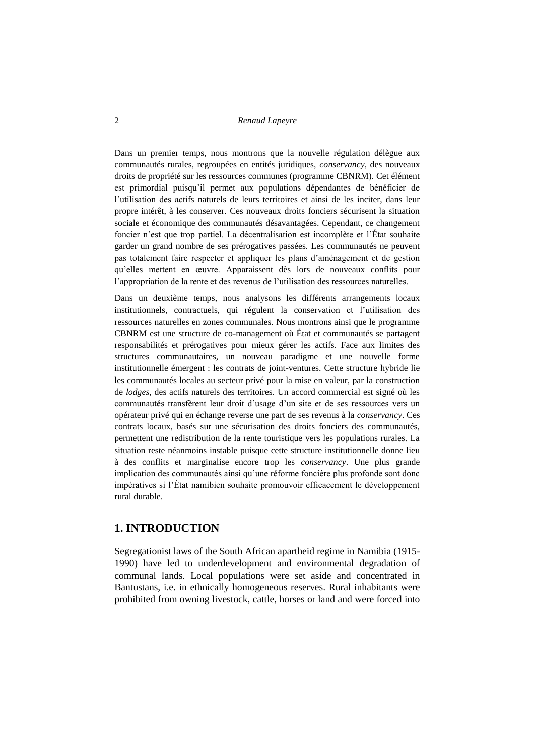Dans un premier temps, nous montrons que la nouvelle régulation délègue aux communautés rurales, regroupées en entités juridiques, *conservancy*, des nouveaux droits de propriété sur les ressources communes (programme CBNRM). Cet élément est primordial puisqu'il permet aux populations dépendantes de bénéficier de l'utilisation des actifs naturels de leurs territoires et ainsi de les inciter, dans leur propre intérêt, à les conserver. Ces nouveaux droits fonciers sécurisent la situation sociale et économique des communautés désavantagées. Cependant, ce changement foncier n'est que trop partiel. La décentralisation est incomplète et l'État souhaite garder un grand nombre de ses prérogatives passées. Les communautés ne peuvent pas totalement faire respecter et appliquer les plans d'aménagement et de gestion qu'elles mettent en œuvre. Apparaissent dès lors de nouveaux conflits pour l'appropriation de la rente et des revenus de l'utilisation des ressources naturelles.

Dans un deuxième temps, nous analysons les différents arrangements locaux institutionnels, contractuels, qui régulent la conservation et l'utilisation des ressources naturelles en zones communales. Nous montrons ainsi que le programme CBNRM est une structure de co-management où État et communautés se partagent responsabilités et prérogatives pour mieux gérer les actifs. Face aux limites des structures communautaires, un nouveau paradigme et une nouvelle forme institutionnelle émergent : les contrats de joint-ventures. Cette structure hybride lie les communautés locales au secteur privé pour la mise en valeur, par la construction de *lodges*, des actifs naturels des territoires. Un accord commercial est signé où les communautés transfèrent leur droit d'usage d'un site et de ses ressources vers un opérateur privé qui en échange reverse une part de ses revenus à la *conservancy*. Ces contrats locaux, basés sur une sécurisation des droits fonciers des communautés, permettent une redistribution de la rente touristique vers les populations rurales. La situation reste néanmoins instable puisque cette structure institutionnelle donne lieu à des conflits et marginalise encore trop les *conservancy*. Une plus grande implication des communautés ainsi qu'une réforme foncière plus profonde sont donc impératives si l'État namibien souhaite promouvoir efficacement le développement rural durable.

## 1. INTRODUCTION

Segregationist laws of the South African apartheid regime in Namibia (1915-1990) have led to underdevelopment and environmental degradation of communal lands. Local populations were set aside and concentrated in Bantustans, i.e. in ethnically homogeneous reserves. Rural inhabitants were prohibited from owning livestock, cattle, horses or land and were forced into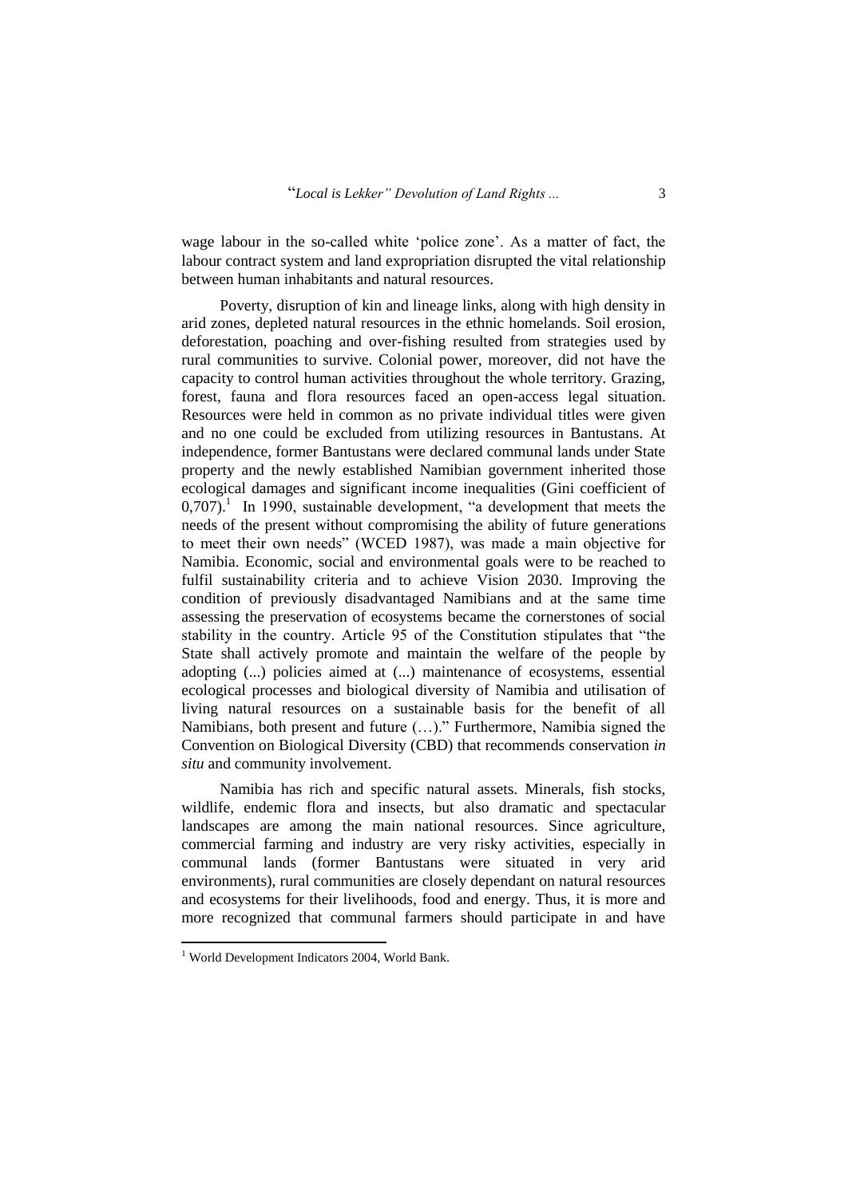wage labour in the so-called white 'police zone'. As a matter of fact, the labour contract system and land expropriation disrupted the vital relationship between human inhabitants and natural resources.

Poverty, disruption of kin and lineage links, along with high density in arid zones, depleted natural resources in the ethnic homelands. Soil erosion, deforestation, poaching and over-fishing resulted from strategies used by rural communities to survive. Colonial power, moreover, did not have the capacity to control human activities throughout the whole territory. Grazing, forest, fauna and flora resources faced an open-access legal situation. Resources were held in common as no private individual titles were given and no one could be excluded from utilizing resources in Bantustans. At independence, former Bantustans were declared communal lands under State property and the newly established Namibian government inherited those ecological damages and significant income inequalities (Gini coefficient of 0,707).[1] In 1990, sustainable development, "a development that meets the needs of the present without compromising the ability of future generations to meet their own needs" (WCED 1987), was made a main objective for Namibia. Economic, social and environmental goals were to be reached to fulfil sustainability criteria and to achieve Vision 2030. Improving the condition of previously disadvantaged Namibians and at the same time assessing the preservation of ecosystems became the cornerstones of social stability in the country. Article 95 of the Constitution stipulates that "the State shall actively promote and maintain the welfare of the people by adopting (...) policies aimed at (...) maintenance of ecosystems, essential ecological processes and biological diversity of Namibia and utilisation of living natural resources on a sustainable basis for the benefit of all Namibians, both present and future (…)." Furthermore, Namibia signed the Convention on Biological Diversity (CBD) that recommends conservation *in situ* and community involvement.

Namibia has rich and specific natural assets. Minerals, fish stocks, wildlife, endemic flora and insects, but also dramatic and spectacular landscapes are among the main national resources. Since agriculture, commercial farming and industry are very risky activities, especially in communal lands (former Bantustans were situated in very arid environments), rural communities are closely dependant on natural resources and ecosystems for their livelihoods, food and energy. Thus, it is more and more recognized that communal farmers should participate in and have

[1] World Development Indicators 2004, World Bank.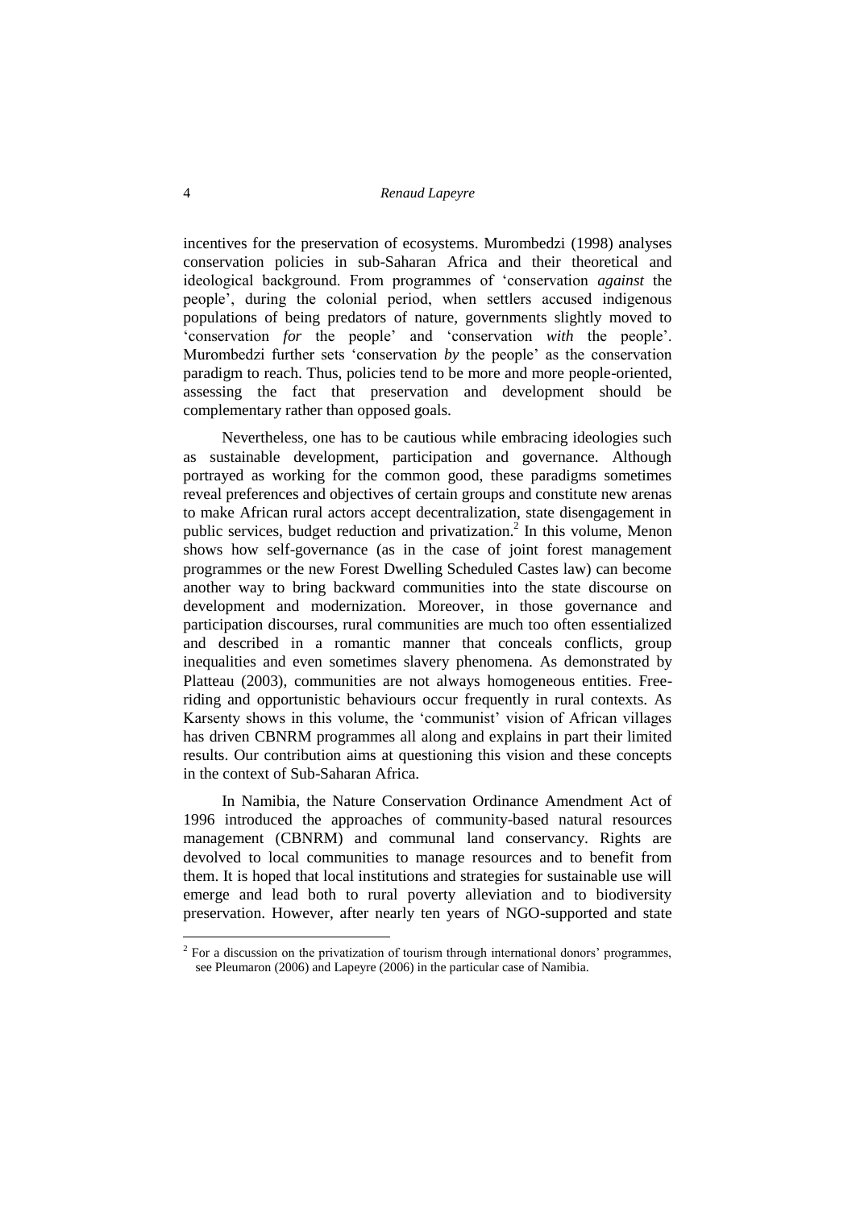incentives for the preservation of ecosystems. Murombedzi (1998) analyses conservation policies in sub-Saharan Africa and their theoretical and ideological background. From programmes of 'conservation *against* the people', during the colonial period, when settlers accused indigenous populations of being predators of nature, governments slightly moved to 'conservation *for* the people' and 'conservation *with* the people'. Murombedzi further sets 'conservation *by* the people' as the conservation paradigm to reach. Thus, policies tend to be more and more people-oriented, assessing the fact that preservation and development should be complementary rather than opposed goals.

Nevertheless, one has to be cautious while embracing ideologies such as sustainable development, participation and governance. Although portrayed as working for the common good, these paradigms sometimes reveal preferences and objectives of certain groups and constitute new arenas to make African rural actors accept decentralization, state disengagement in public services, budget reduction and privatization.[2] In this volume, Menon shows how self-governance (as in the case of joint forest management programmes or the new Forest Dwelling Scheduled Castes law) can become another way to bring backward communities into the state discourse on development and modernization. Moreover, in those governance and participation discourses, rural communities are much too often essentialized and described in a romantic manner that conceals conflicts, group inequalities and even sometimes slavery phenomena. As demonstrated by Platteau (2003), communities are not always homogeneous entities. Free-riding and opportunistic behaviours occur frequently in rural contexts. As Karsenty shows in this volume, the 'communist' vision of African villages has driven CBNRM programmes all along and explains in part their limited results. Our contribution aims at questioning this vision and these concepts in the context of Sub-Saharan Africa.

In Namibia, the Nature Conservation Ordinance Amendment Act of 1996 introduced the approaches of community-based natural resources management (CBNRM) and communal land conservancy. Rights are devolved to local communities to manage resources and to benefit from them. It is hoped that local institutions and strategies for sustainable use will emerge and lead both to rural poverty alleviation and to biodiversity preservation. However, after nearly ten years of NGO-supported and state

[2] For a discussion on the privatization of tourism through international donors' programmes, see Pleumaron (2006) and Lapeyre (2006) in the particular case of Namibia.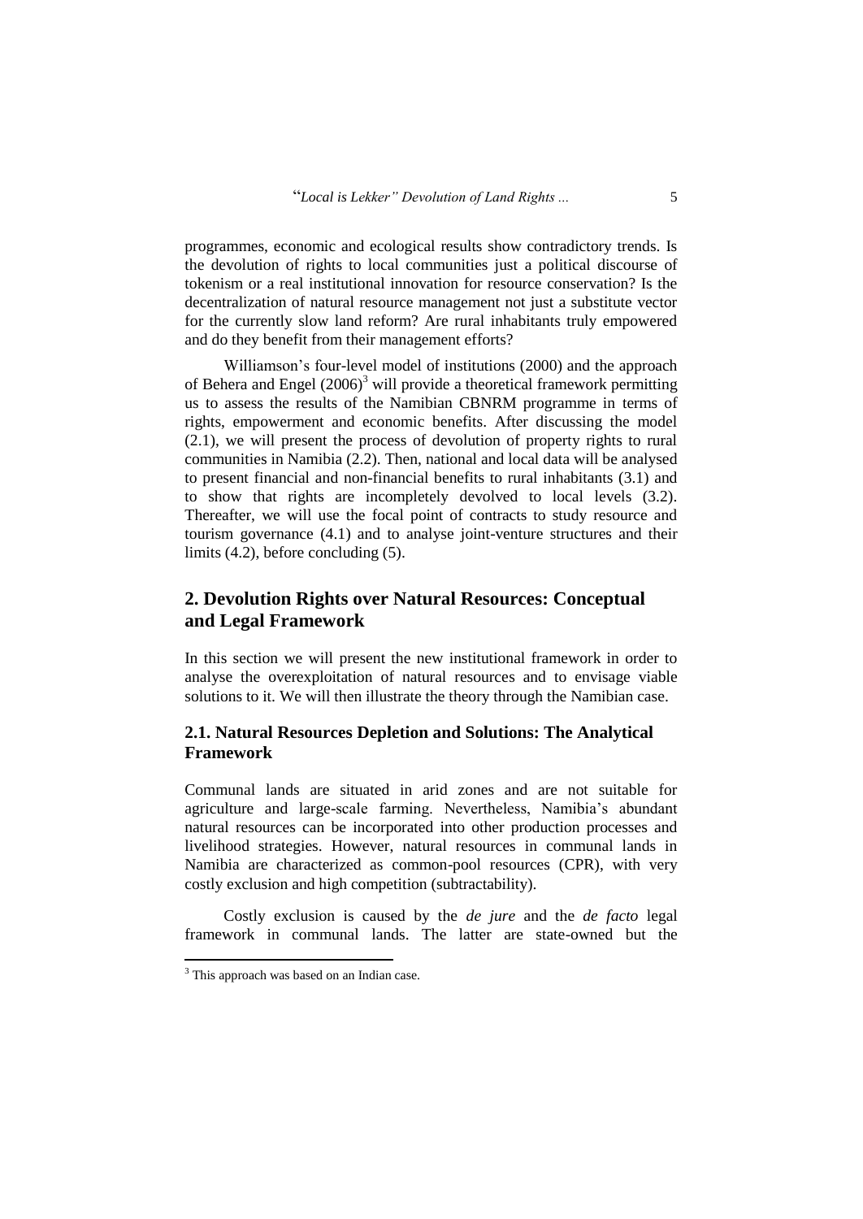programmes, economic and ecological results show contradictory trends. Is the devolution of rights to local communities just a political discourse of tokenism or a real institutional innovation for resource conservation? Is the decentralization of natural resource management not just a substitute vector for the currently slow land reform? Are rural inhabitants truly empowered and do they benefit from their management efforts?

Williamson's four-level model of institutions (2000) and the approach of Behera and Engel (2006)[3] will provide a theoretical framework permitting us to assess the results of the Namibian CBNRM programme in terms of rights, empowerment and economic benefits. After discussing the model (2.1), we will present the process of devolution of property rights to rural communities in Namibia (2.2). Then, national and local data will be analysed to present financial and non-financial benefits to rural inhabitants (3.1) and to show that rights are incompletely devolved to local levels (3.2). Thereafter, we will use the focal point of contracts to study resource and tourism governance (4.1) and to analyse joint-venture structures and their limits (4.2), before concluding (5).

## 2. Devolution Rights over Natural Resources: Conceptual and Legal Framework

In this section we will present the new institutional framework in order to analyse the overexploitation of natural resources and to envisage viable solutions to it. We will then illustrate the theory through the Namibian case.

### 2.1. Natural Resources Depletion and Solutions: The Analytical Framework

Communal lands are situated in arid zones and are not suitable for agriculture and large-scale farming. Nevertheless, Namibia's abundant natural resources can be incorporated into other production processes and livelihood strategies. However, natural resources in communal lands in Namibia are characterized as common-pool resources (CPR), with very costly exclusion and high competition (subtractability).

Costly exclusion is caused by the *de jure* and the *de facto* legal framework in communal lands. The latter are state-owned but the

[3] This approach was based on an Indian case.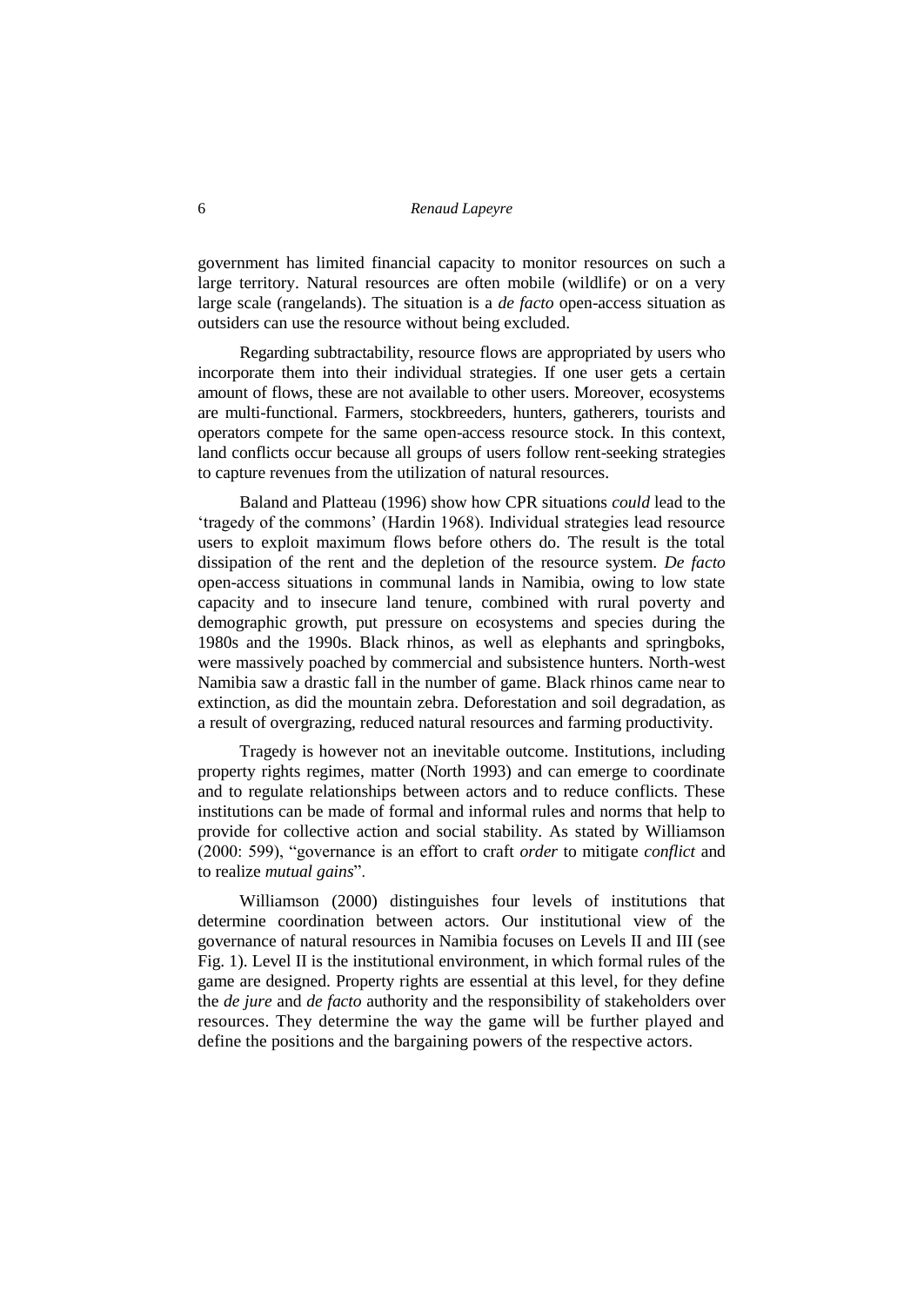government has limited financial capacity to monitor resources on such a large territory. Natural resources are often mobile (wildlife) or on a very large scale (rangelands). The situation is a *de facto* open-access situation as outsiders can use the resource without being excluded.

Regarding subtractability, resource flows are appropriated by users who incorporate them into their individual strategies. If one user gets a certain amount of flows, these are not available to other users. Moreover, ecosystems are multi-functional. Farmers, stockbreeders, hunters, gatherers, tourists and operators compete for the same open-access resource stock. In this context, land conflicts occur because all groups of users follow rent-seeking strategies to capture revenues from the utilization of natural resources.

Baland and Platteau (1996) show how CPR situations *could* lead to the 'tragedy of the commons' (Hardin 1968). Individual strategies lead resource users to exploit maximum flows before others do. The result is the total dissipation of the rent and the depletion of the resource system. *De facto* open-access situations in communal lands in Namibia, owing to low state capacity and to insecure land tenure, combined with rural poverty and demographic growth, put pressure on ecosystems and species during the 1980s and the 1990s. Black rhinos, as well as elephants and springboks, were massively poached by commercial and subsistence hunters. North-west Namibia saw a drastic fall in the number of game. Black rhinos came near to extinction, as did the mountain zebra. Deforestation and soil degradation, as a result of overgrazing, reduced natural resources and farming productivity.

Tragedy is however not an inevitable outcome. Institutions, including property rights regimes, matter (North 1993) and can emerge to coordinate and to regulate relationships between actors and to reduce conflicts. These institutions can be made of formal and informal rules and norms that help to provide for collective action and social stability. As stated by Williamson (2000: 599), "governance is an effort to craft *order* to mitigate *conflict* and to realize *mutual gains*".

Williamson (2000) distinguishes four levels of institutions that determine coordination between actors. Our institutional view of the governance of natural resources in Namibia focuses on Levels II and III (see Fig. 1). Level II is the institutional environment, in which formal rules of the game are designed. Property rights are essential at this level, for they define the *de jure* and *de facto* authority and the responsibility of stakeholders over resources. They determine the way the game will be further played and define the positions and the bargaining powers of the respective actors.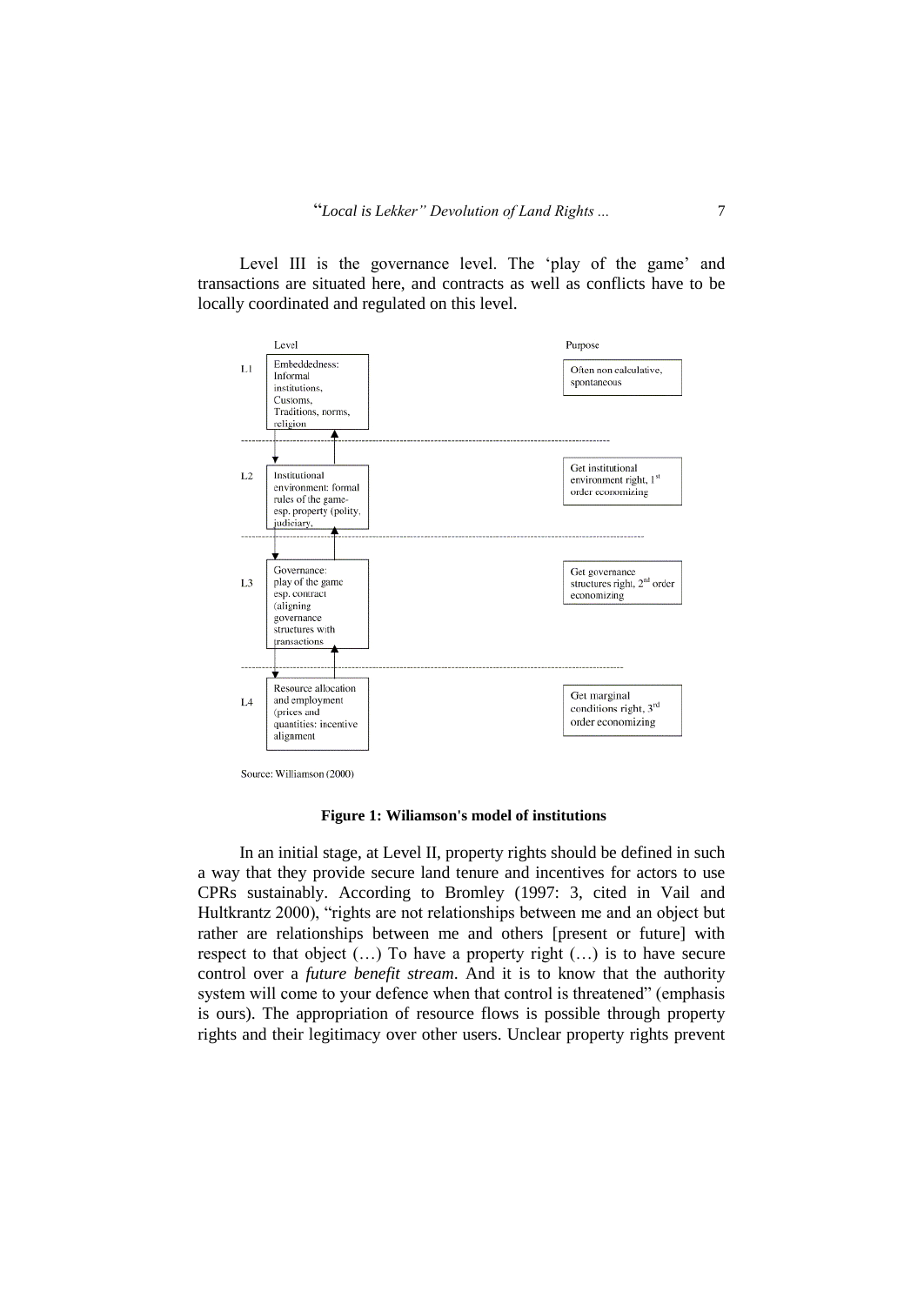Level III is the governance level. The 'play of the game' and transactions are situated here, and contracts as well as conflicts have to be locally coordinated and regulated on this level.

| | Level | Purpose |
|---|---|---|
| L1 | Embeddedness: Informal institutions, Customs, Traditions, norms, religion | Often non calculative, spontaneous |
| L2 | Institutional environment: formal rules of the game- esp. property (polity, judiciary, | Get institutional environment right, 1st order economizing |
| L3 | Governance: play of the game esp. contract (aligning governance structures with transactions | Get governance structures right, 2nd order economizing |
| L4 | Resource allocation and employment (prices and quantities: incentive alignment | Get marginal conditions right, 3rd order economizing |

Source: Williamson (2000)

**Figure 1: Wiliamson's model of institutions**

In an initial stage, at Level II, property rights should be defined in such a way that they provide secure land tenure and incentives for actors to use CPRs sustainably. According to Bromley (1997: 3, cited in Vail and Hultkrantz 2000), "rights are not relationships between me and an object but rather are relationships between me and others [present or future] with respect to that object (…) To have a property right (…) is to have secure control over a *future benefit stream*. And it is to know that the authority system will come to your defence when that control is threatened" (emphasis is ours). The appropriation of resource flows is possible through property rights and their legitimacy over other users. Unclear property rights prevent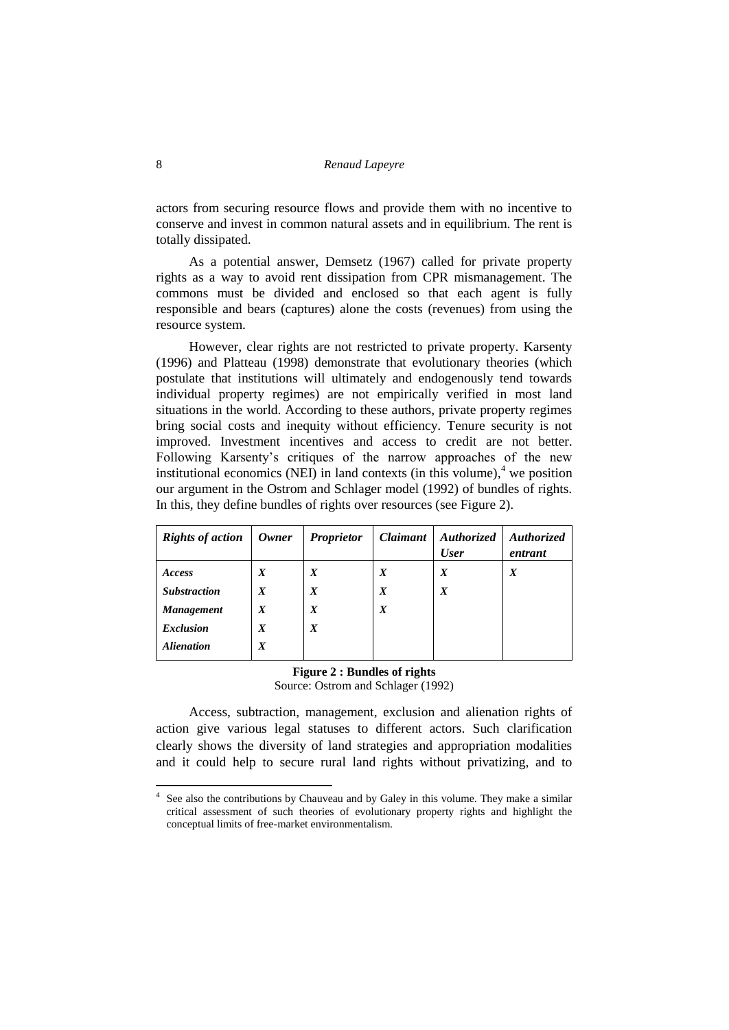actors from securing resource flows and provide them with no incentive to conserve and invest in common natural assets and in equilibrium. The rent is totally dissipated.

As a potential answer, Demsetz (1967) called for private property rights as a way to avoid rent dissipation from CPR mismanagement. The commons must be divided and enclosed so that each agent is fully responsible and bears (captures) alone the costs (revenues) from using the resource system.

However, clear rights are not restricted to private property. Karsenty (1996) and Platteau (1998) demonstrate that evolutionary theories (which postulate that institutions will ultimately and endogenously tend towards individual property regimes) are not empirically verified in most land situations in the world. According to these authors, private property regimes bring social costs and inequity without efficiency. Tenure security is not improved. Investment incentives and access to credit are not better. Following Karsenty's critiques of the narrow approaches of the new institutional economics (NEI) in land contexts (in this volume),[4] we position our argument in the Ostrom and Schlager model (1992) of bundles of rights. In this, they define bundles of rights over resources (see Figure 2).

| ***Rights of action*** | ***Owner*** | ***Proprietor*** | ***Claimant*** | ***Authorized User*** | ***Authorized entrant*** |
|---|---|---|---|---|---|
| ***Access*** | ***X*** | ***X*** | ***X*** | ***X*** | ***X*** |
| ***Substraction*** | ***X*** | ***X*** | ***X*** | ***X*** | |
| ***Management*** | ***X*** | ***X*** | ***X*** | | |
| ***Exclusion*** | ***X*** | ***X*** | | | |
| ***Alienation*** | ***X*** | | | | |

**Figure 2 : Bundles of rights**
Source: Ostrom and Schlager (1992)

Access, subtraction, management, exclusion and alienation rights of action give various legal statuses to different actors. Such clarification clearly shows the diversity of land strategies and appropriation modalities and it could help to secure rural land rights without privatizing, and to

[4] See also the contributions by Chauveau and by Galey in this volume. They make a similar critical assessment of such theories of evolutionary property rights and highlight the conceptual limits of free-market environmentalism.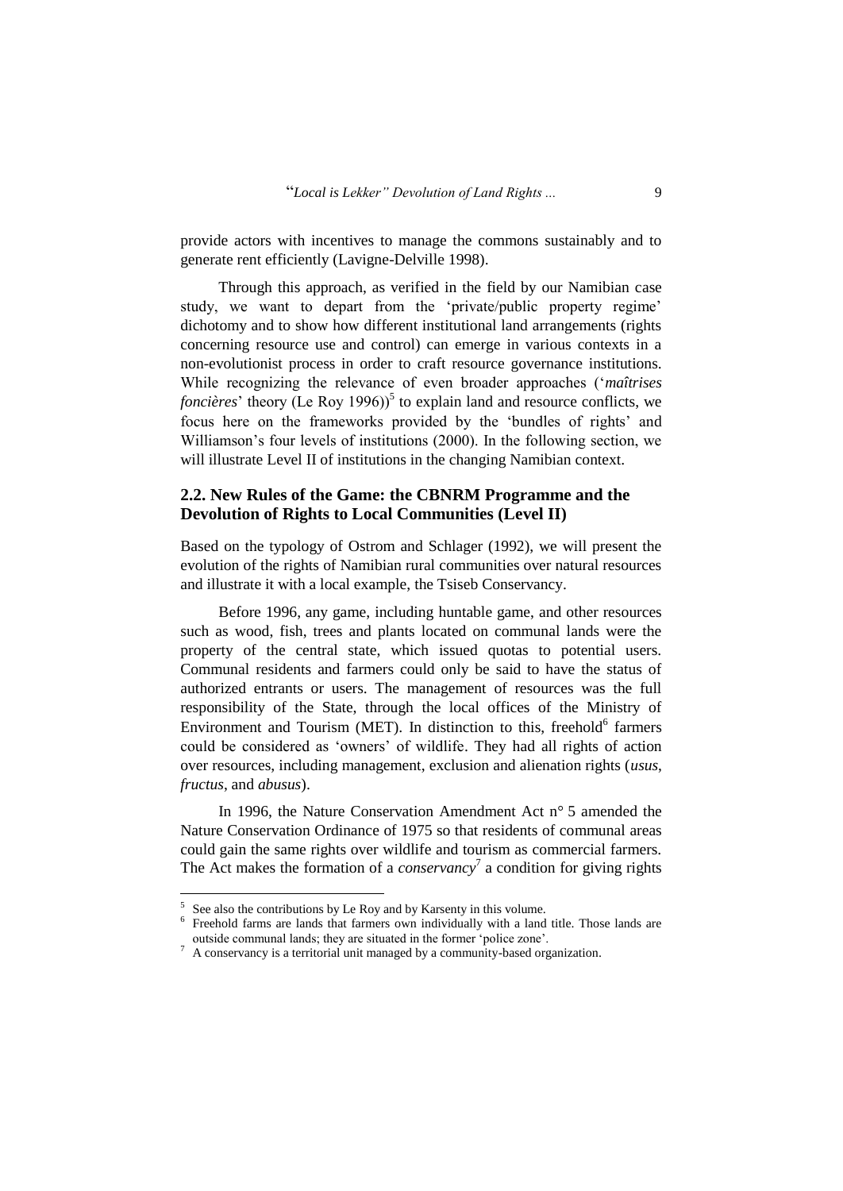provide actors with incentives to manage the commons sustainably and to generate rent efficiently (Lavigne-Delville 1998).

Through this approach, as verified in the field by our Namibian case study, we want to depart from the 'private/public property regime' dichotomy and to show how different institutional land arrangements (rights concerning resource use and control) can emerge in various contexts in a non-evolutionist process in order to craft resource governance institutions. While recognizing the relevance of even broader approaches ('*maîtrises foncières*' theory (Le Roy 1996))[5] to explain land and resource conflicts, we focus here on the frameworks provided by the 'bundles of rights' and Williamson's four levels of institutions (2000). In the following section, we will illustrate Level II of institutions in the changing Namibian context.

## 2.2. New Rules of the Game: the CBNRM Programme and the Devolution of Rights to Local Communities (Level II)

Based on the typology of Ostrom and Schlager (1992), we will present the evolution of the rights of Namibian rural communities over natural resources and illustrate it with a local example, the Tsiseb Conservancy.

Before 1996, any game, including huntable game, and other resources such as wood, fish, trees and plants located on communal lands were the property of the central state, which issued quotas to potential users. Communal residents and farmers could only be said to have the status of authorized entrants or users. The management of resources was the full responsibility of the State, through the local offices of the Ministry of Environment and Tourism (MET). In distinction to this, freehold[6] farmers could be considered as 'owners' of wildlife. They had all rights of action over resources, including management, exclusion and alienation rights (*usus*, *fructus*, and *abusus*).

In 1996, the Nature Conservation Amendment Act n° 5 amended the Nature Conservation Ordinance of 1975 so that residents of communal areas could gain the same rights over wildlife and tourism as commercial farmers. The Act makes the formation of a *conservancy*[7] a condition for giving rights

---

[5] See also the contributions by Le Roy and by Karsenty in this volume.

[6] Freehold farms are lands that farmers own individually with a land title. Those lands are outside communal lands; they are situated in the former 'police zone'.

[7] A conservancy is a territorial unit managed by a community-based organization.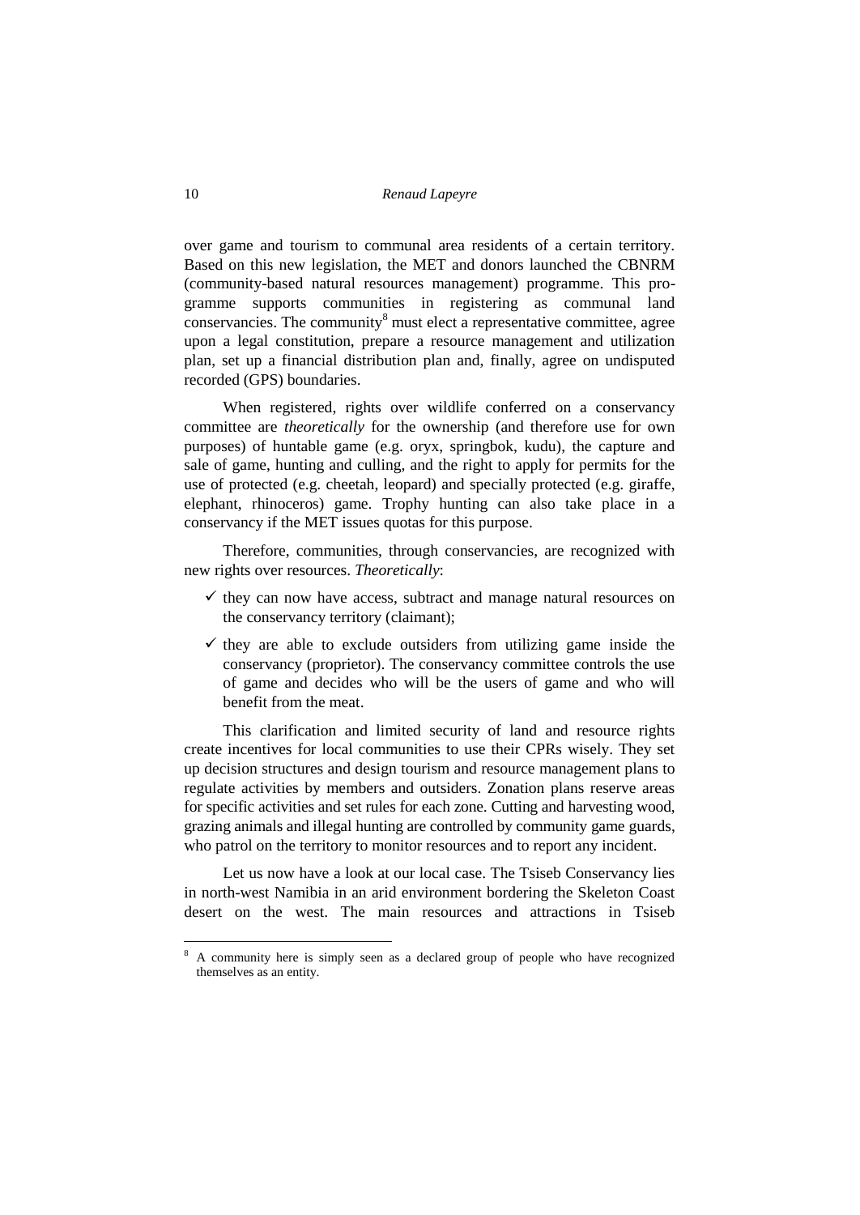over game and tourism to communal area residents of a certain territory. Based on this new legislation, the MET and donors launched the CBNRM (community-based natural resources management) programme. This programme supports communities in registering as communal land conservancies. The community[8] must elect a representative committee, agree upon a legal constitution, prepare a resource management and utilization plan, set up a financial distribution plan and, finally, agree on undisputed recorded (GPS) boundaries.

When registered, rights over wildlife conferred on a conservancy committee are *theoretically* for the ownership (and therefore use for own purposes) of huntable game (e.g. oryx, springbok, kudu), the capture and sale of game, hunting and culling, and the right to apply for permits for the use of protected (e.g. cheetah, leopard) and specially protected (e.g. giraffe, elephant, rhinoceros) game. Trophy hunting can also take place in a conservancy if the MET issues quotas for this purpose.

Therefore, communities, through conservancies, are recognized with new rights over resources. *Theoretically*:

- ✓ they can now have access, subtract and manage natural resources on the conservancy territory (claimant);
- ✓ they are able to exclude outsiders from utilizing game inside the conservancy (proprietor). The conservancy committee controls the use of game and decides who will be the users of game and who will benefit from the meat.

This clarification and limited security of land and resource rights create incentives for local communities to use their CPRs wisely. They set up decision structures and design tourism and resource management plans to regulate activities by members and outsiders. Zonation plans reserve areas for specific activities and set rules for each zone. Cutting and harvesting wood, grazing animals and illegal hunting are controlled by community game guards, who patrol on the territory to monitor resources and to report any incident.

Let us now have a look at our local case. The Tsiseb Conservancy lies in north-west Namibia in an arid environment bordering the Skeleton Coast desert on the west. The main resources and attractions in Tsiseb

---

[8] A community here is simply seen as a declared group of people who have recognized themselves as an entity.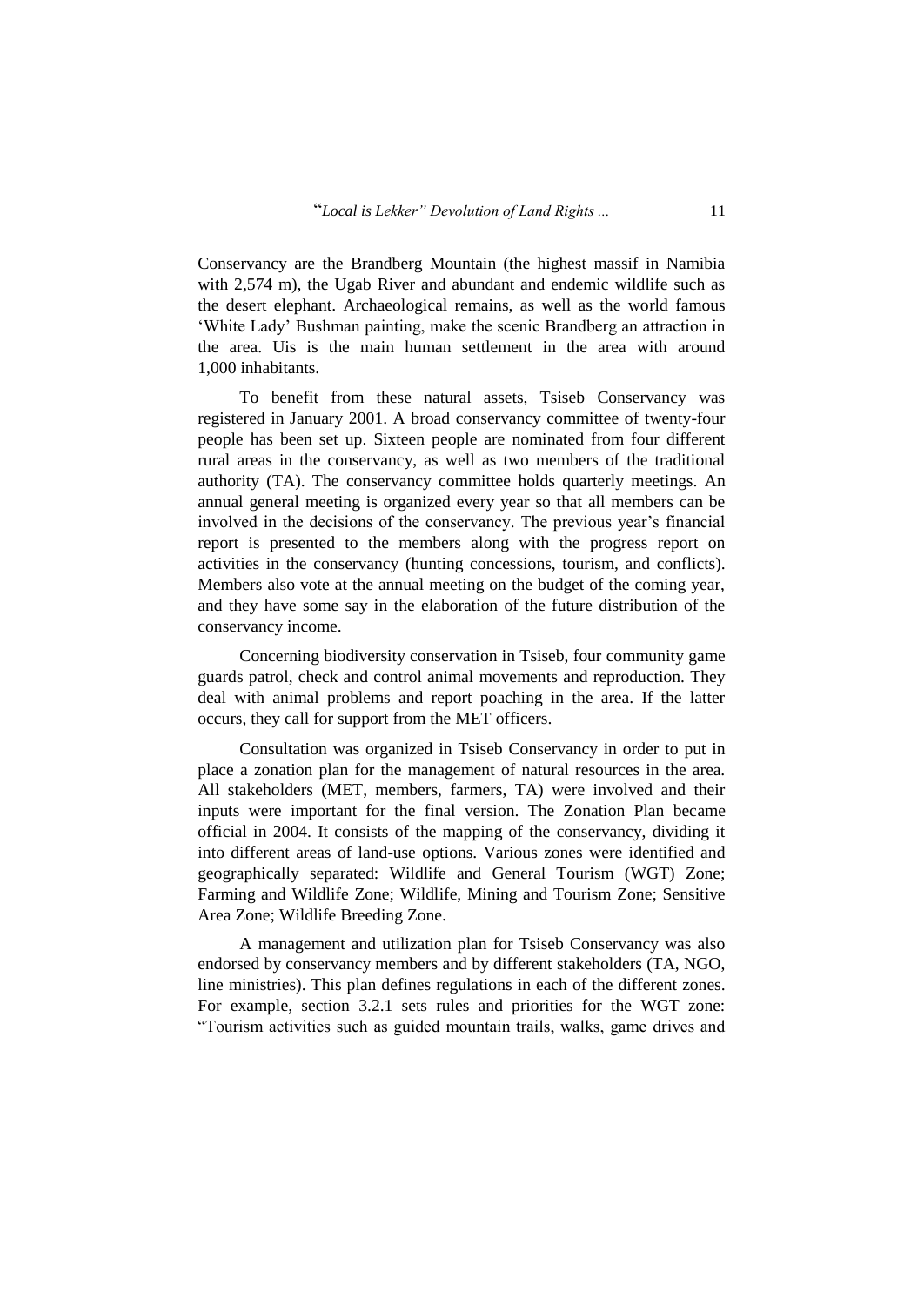Conservancy are the Brandberg Mountain (the highest massif in Namibia with 2,574 m), the Ugab River and abundant and endemic wildlife such as the desert elephant. Archaeological remains, as well as the world famous 'White Lady' Bushman painting, make the scenic Brandberg an attraction in the area. Uis is the main human settlement in the area with around 1,000 inhabitants.

To benefit from these natural assets, Tsiseb Conservancy was registered in January 2001. A broad conservancy committee of twenty-four people has been set up. Sixteen people are nominated from four different rural areas in the conservancy, as well as two members of the traditional authority (TA). The conservancy committee holds quarterly meetings. An annual general meeting is organized every year so that all members can be involved in the decisions of the conservancy. The previous year's financial report is presented to the members along with the progress report on activities in the conservancy (hunting concessions, tourism, and conflicts). Members also vote at the annual meeting on the budget of the coming year, and they have some say in the elaboration of the future distribution of the conservancy income.

Concerning biodiversity conservation in Tsiseb, four community game guards patrol, check and control animal movements and reproduction. They deal with animal problems and report poaching in the area. If the latter occurs, they call for support from the MET officers.

Consultation was organized in Tsiseb Conservancy in order to put in place a zonation plan for the management of natural resources in the area. All stakeholders (MET, members, farmers, TA) were involved and their inputs were important for the final version. The Zonation Plan became official in 2004. It consists of the mapping of the conservancy, dividing it into different areas of land-use options. Various zones were identified and geographically separated: Wildlife and General Tourism (WGT) Zone; Farming and Wildlife Zone; Wildlife, Mining and Tourism Zone; Sensitive Area Zone; Wildlife Breeding Zone.

A management and utilization plan for Tsiseb Conservancy was also endorsed by conservancy members and by different stakeholders (TA, NGO, line ministries). This plan defines regulations in each of the different zones. For example, section 3.2.1 sets rules and priorities for the WGT zone: "Tourism activities such as guided mountain trails, walks, game drives and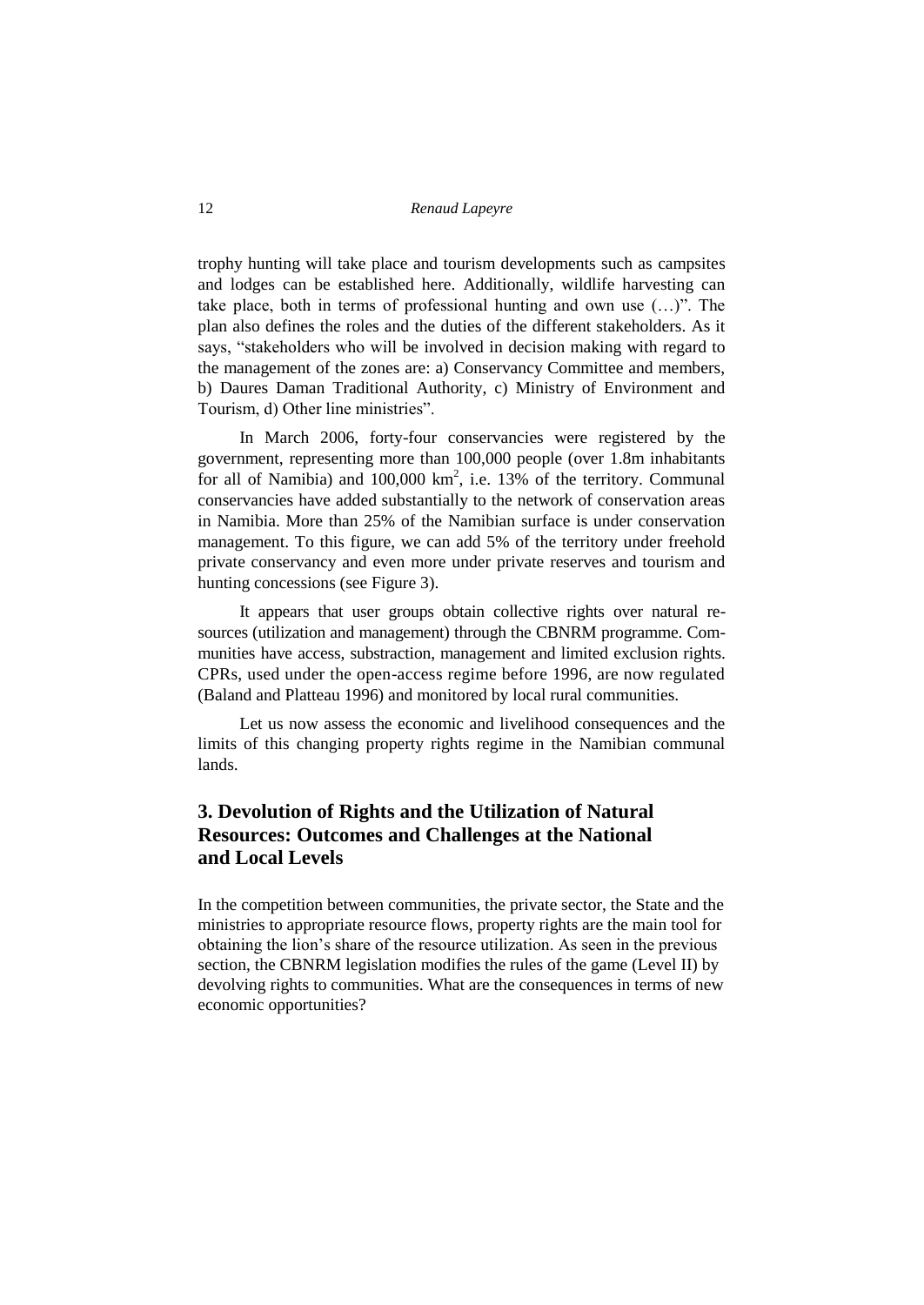trophy hunting will take place and tourism developments such as campsites and lodges can be established here. Additionally, wildlife harvesting can take place, both in terms of professional hunting and own use (…)". The plan also defines the roles and the duties of the different stakeholders. As it says, "stakeholders who will be involved in decision making with regard to the management of the zones are: a) Conservancy Committee and members, b) Daures Daman Traditional Authority, c) Ministry of Environment and Tourism, d) Other line ministries".

In March 2006, forty-four conservancies were registered by the government, representing more than 100,000 people (over 1.8m inhabitants for all of Namibia) and 100,000 km$^2$, i.e. 13% of the territory. Communal conservancies have added substantially to the network of conservation areas in Namibia. More than 25% of the Namibian surface is under conservation management. To this figure, we can add 5% of the territory under freehold private conservancy and even more under private reserves and tourism and hunting concessions (see Figure 3).

It appears that user groups obtain collective rights over natural resources (utilization and management) through the CBNRM programme. Communities have access, substraction, management and limited exclusion rights. CPRs, used under the open-access regime before 1996, are now regulated (Baland and Platteau 1996) and monitored by local rural communities.

Let us now assess the economic and livelihood consequences and the limits of this changing property rights regime in the Namibian communal lands.

## 3. Devolution of Rights and the Utilization of Natural Resources: Outcomes and Challenges at the National and Local Levels

In the competition between communities, the private sector, the State and the ministries to appropriate resource flows, property rights are the main tool for obtaining the lion's share of the resource utilization. As seen in the previous section, the CBNRM legislation modifies the rules of the game (Level II) by devolving rights to communities. What are the consequences in terms of new economic opportunities?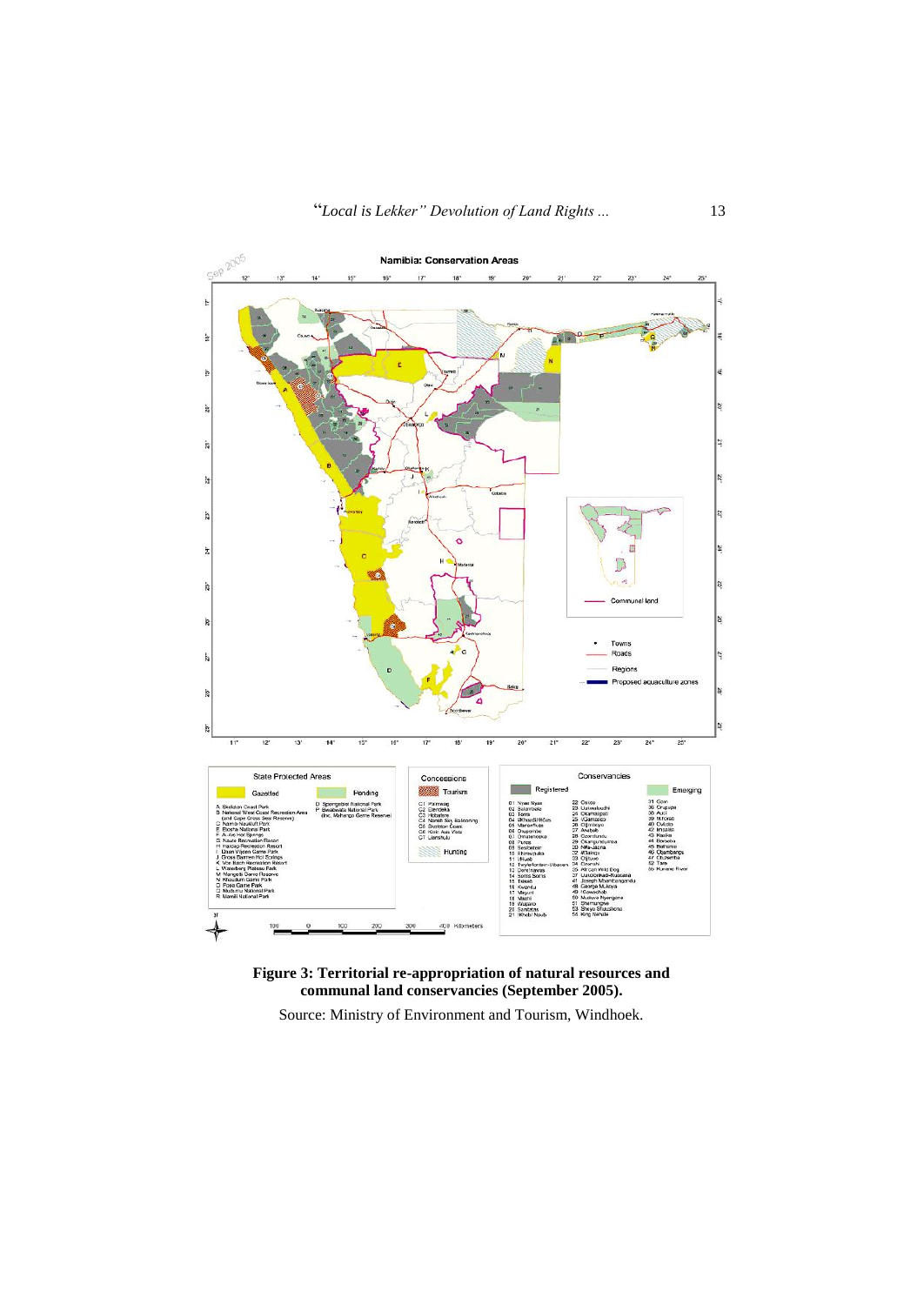**Figure 3: Territorial re-appropriation of natural resources and communal land conservancies (September 2005).**

Source: Ministry of Environment and Tourism, Windhoek.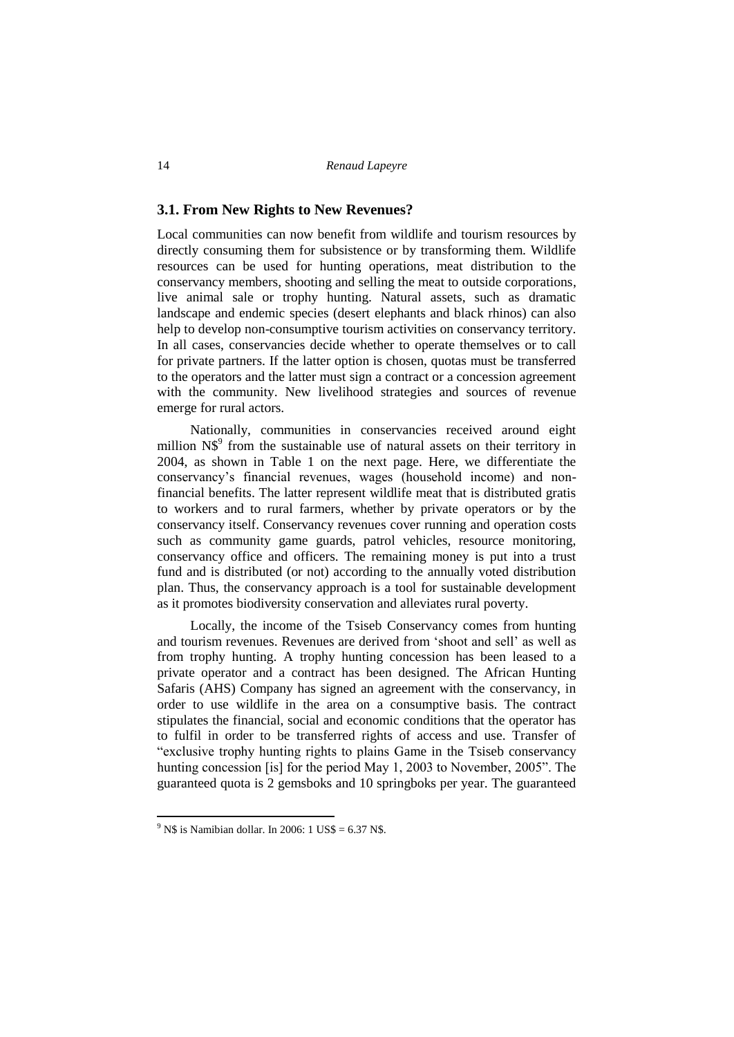### 3.1. From New Rights to New Revenues?

Local communities can now benefit from wildlife and tourism resources by directly consuming them for subsistence or by transforming them. Wildlife resources can be used for hunting operations, meat distribution to the conservancy members, shooting and selling the meat to outside corporations, live animal sale or trophy hunting. Natural assets, such as dramatic landscape and endemic species (desert elephants and black rhinos) can also help to develop non-consumptive tourism activities on conservancy territory. In all cases, conservancies decide whether to operate themselves or to call for private partners. If the latter option is chosen, quotas must be transferred to the operators and the latter must sign a contract or a concession agreement with the community. New livelihood strategies and sources of revenue emerge for rural actors.

Nationally, communities in conservancies received around eight million N$[9] from the sustainable use of natural assets on their territory in 2004, as shown in Table 1 on the next page. Here, we differentiate the conservancy's financial revenues, wages (household income) and non-financial benefits. The latter represent wildlife meat that is distributed gratis to workers and to rural farmers, whether by private operators or by the conservancy itself. Conservancy revenues cover running and operation costs such as community game guards, patrol vehicles, resource monitoring, conservancy office and officers. The remaining money is put into a trust fund and is distributed (or not) according to the annually voted distribution plan. Thus, the conservancy approach is a tool for sustainable development as it promotes biodiversity conservation and alleviates rural poverty.

Locally, the income of the Tsiseb Conservancy comes from hunting and tourism revenues. Revenues are derived from 'shoot and sell' as well as from trophy hunting. A trophy hunting concession has been leased to a private operator and a contract has been designed. The African Hunting Safaris (AHS) Company has signed an agreement with the conservancy, in order to use wildlife in the area on a consumptive basis. The contract stipulates the financial, social and economic conditions that the operator has to fulfil in order to be transferred rights of access and use. Transfer of "exclusive trophy hunting rights to plains Game in the Tsiseb conservancy hunting concession [is] for the period May 1, 2003 to November, 2005". The guaranteed quota is 2 gemsboks and 10 springboks per year. The guaranteed

[9] N$ is Namibian dollar. In 2006: 1 US$ = 6.37 N$.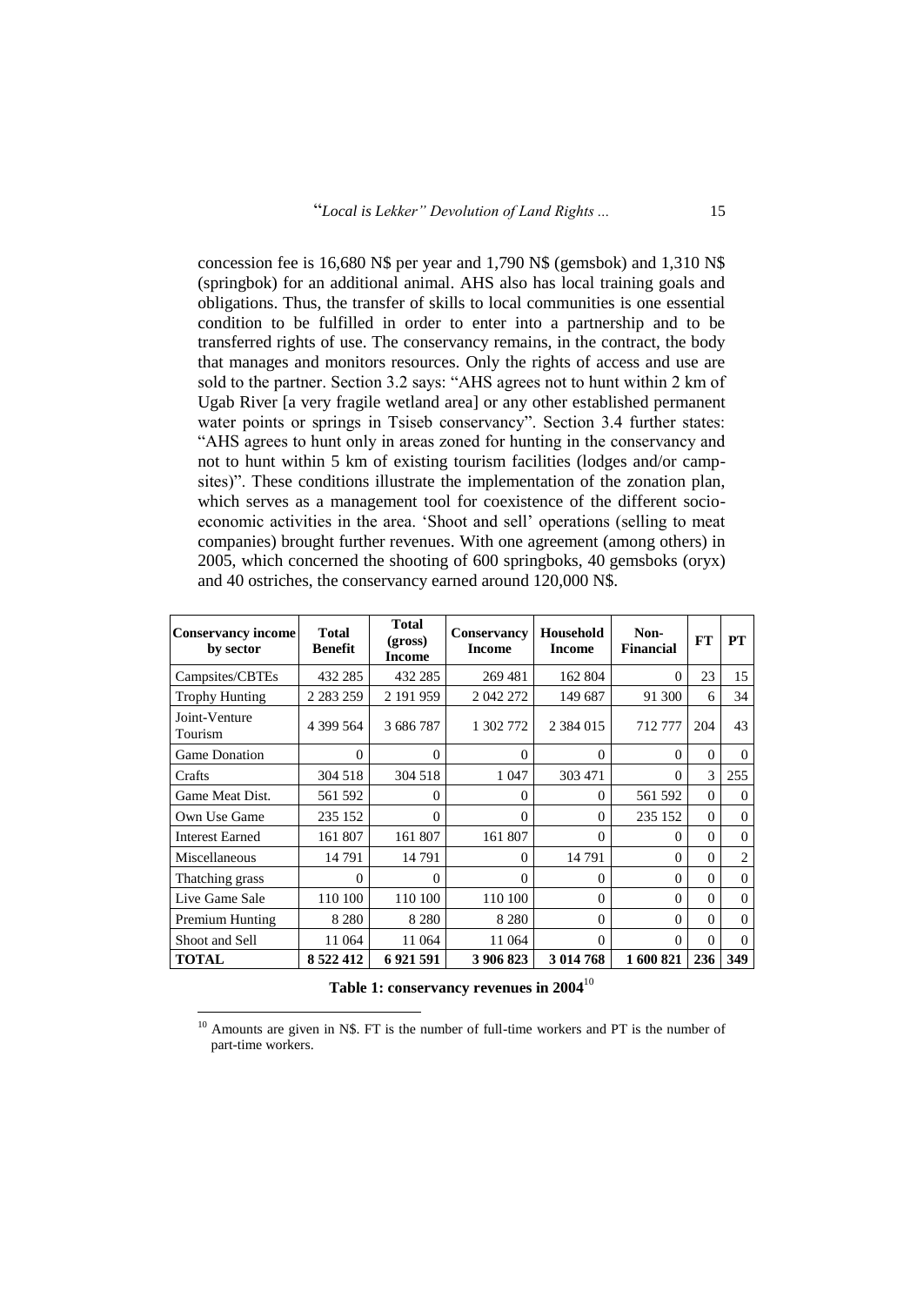concession fee is 16,680 N$ per year and 1,790 N$ (gemsbok) and 1,310 N$ (springbok) for an additional animal. AHS also has local training goals and obligations. Thus, the transfer of skills to local communities is one essential condition to be fulfilled in order to enter into a partnership and to be transferred rights of use. The conservancy remains, in the contract, the body that manages and monitors resources. Only the rights of access and use are sold to the partner. Section 3.2 says: "AHS agrees not to hunt within 2 km of Ugab River [a very fragile wetland area] or any other established permanent water points or springs in Tsiseb conservancy". Section 3.4 further states: "AHS agrees to hunt only in areas zoned for hunting in the conservancy and not to hunt within 5 km of existing tourism facilities (lodges and/or campsites)". These conditions illustrate the implementation of the zonation plan, which serves as a management tool for coexistence of the different socio-economic activities in the area. 'Shoot and sell' operations (selling to meat companies) brought further revenues. With one agreement (among others) in 2005, which concerned the shooting of 600 springboks, 40 gemsboks (oryx) and 40 ostriches, the conservancy earned around 120,000 N$.

| Conservancy income by sector | Total Benefit | Total (gross) Income | Conservancy Income | Household Income | Non-Financial | FT | PT |
|---|---|---|---|---|---|---|---|
| Campsites/CBTEs | 432 285 | 432 285 | 269 481 | 162 804 | 0 | 23 | 15 |
| Trophy Hunting | 2 283 259 | 2 191 959 | 2 042 272 | 149 687 | 91 300 | 6 | 34 |
| Joint-Venture Tourism | 4 399 564 | 3 686 787 | 1 302 772 | 2 384 015 | 712 777 | 204 | 43 |
| Game Donation | 0 | 0 | 0 | 0 | 0 | 0 | 0 |
| Crafts | 304 518 | 304 518 | 1 047 | 303 471 | 0 | 3 | 255 |
| Game Meat Dist. | 561 592 | 0 | 0 | 0 | 561 592 | 0 | 0 |
| Own Use Game | 235 152 | 0 | 0 | 0 | 235 152 | 0 | 0 |
| Interest Earned | 161 807 | 161 807 | 161 807 | 0 | 0 | 0 | 0 |
| Miscellaneous | 14 791 | 14 791 | 0 | 14 791 | 0 | 0 | 2 |
| Thatching grass | 0 | 0 | 0 | 0 | 0 | 0 | 0 |
| Live Game Sale | 110 100 | 110 100 | 110 100 | 0 | 0 | 0 | 0 |
| Premium Hunting | 8 280 | 8 280 | 8 280 | 0 | 0 | 0 | 0 |
| Shoot and Sell | 11 064 | 11 064 | 11 064 | 0 | 0 | 0 | 0 |
| **TOTAL** | **8 522 412** | **6 921 591** | **3 906 823** | **3 014 768** | **1 600 821** | **236** | **349** |

**Table 1: conservancy revenues in 2004**[10]

[10] Amounts are given in N$. FT is the number of full-time workers and PT is the number of part-time workers.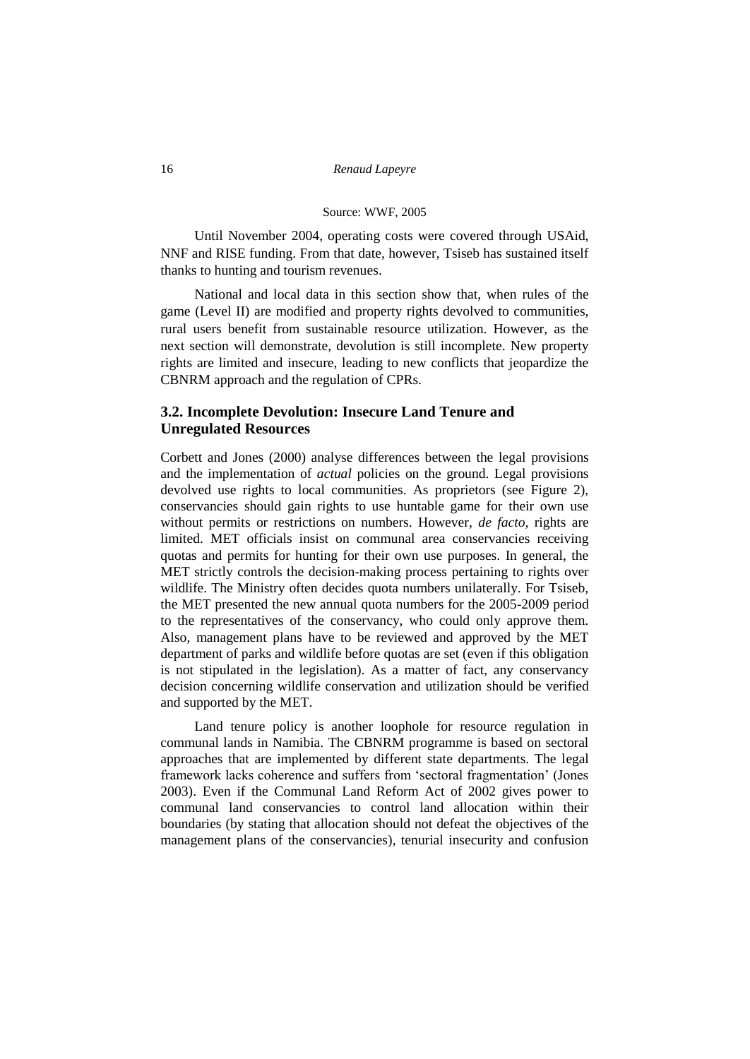Source: WWF, 2005

Until November 2004, operating costs were covered through USAid, NNF and RISE funding. From that date, however, Tsiseb has sustained itself thanks to hunting and tourism revenues.

National and local data in this section show that, when rules of the game (Level II) are modified and property rights devolved to communities, rural users benefit from sustainable resource utilization. However, as the next section will demonstrate, devolution is still incomplete. New property rights are limited and insecure, leading to new conflicts that jeopardize the CBNRM approach and the regulation of CPRs.

### 3.2. Incomplete Devolution: Insecure Land Tenure and Unregulated Resources

Corbett and Jones (2000) analyse differences between the legal provisions and the implementation of *actual* policies on the ground. Legal provisions devolved use rights to local communities. As proprietors (see Figure 2), conservancies should gain rights to use huntable game for their own use without permits or restrictions on numbers. However, *de facto*, rights are limited. MET officials insist on communal area conservancies receiving quotas and permits for hunting for their own use purposes. In general, the MET strictly controls the decision-making process pertaining to rights over wildlife. The Ministry often decides quota numbers unilaterally. For Tsiseb, the MET presented the new annual quota numbers for the 2005-2009 period to the representatives of the conservancy, who could only approve them. Also, management plans have to be reviewed and approved by the MET department of parks and wildlife before quotas are set (even if this obligation is not stipulated in the legislation). As a matter of fact, any conservancy decision concerning wildlife conservation and utilization should be verified and supported by the MET.

Land tenure policy is another loophole for resource regulation in communal lands in Namibia. The CBNRM programme is based on sectoral approaches that are implemented by different state departments. The legal framework lacks coherence and suffers from 'sectoral fragmentation' (Jones 2003). Even if the Communal Land Reform Act of 2002 gives power to communal land conservancies to control land allocation within their boundaries (by stating that allocation should not defeat the objectives of the management plans of the conservancies), tenurial insecurity and confusion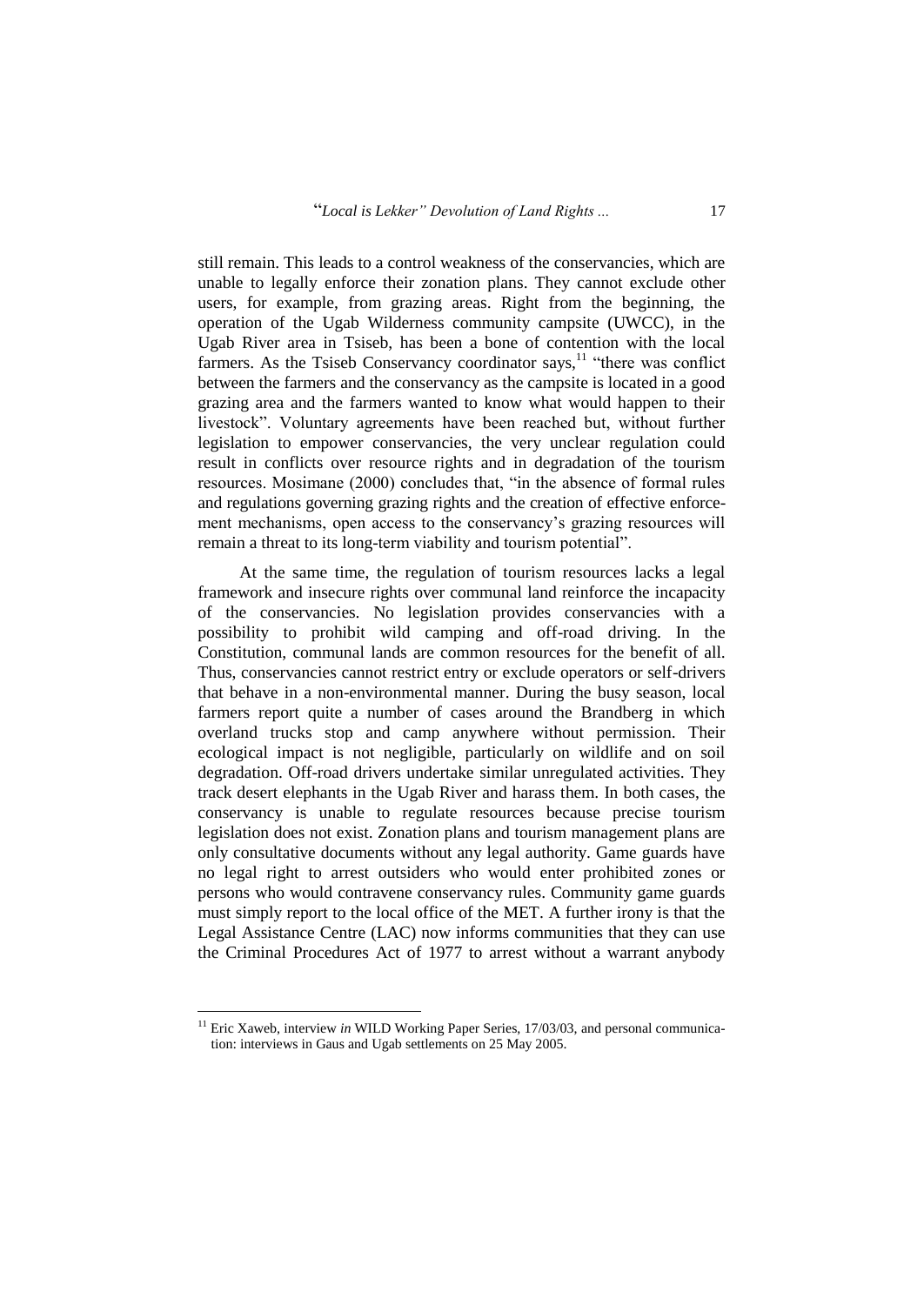still remain. This leads to a control weakness of the conservancies, which are unable to legally enforce their zonation plans. They cannot exclude other users, for example, from grazing areas. Right from the beginning, the operation of the Ugab Wilderness community campsite (UWCC), in the Ugab River area in Tsiseb, has been a bone of contention with the local farmers. As the Tsiseb Conservancy coordinator says,[11] "there was conflict between the farmers and the conservancy as the campsite is located in a good grazing area and the farmers wanted to know what would happen to their livestock". Voluntary agreements have been reached but, without further legislation to empower conservancies, the very unclear regulation could result in conflicts over resource rights and in degradation of the tourism resources. Mosimane (2000) concludes that, "in the absence of formal rules and regulations governing grazing rights and the creation of effective enforcement mechanisms, open access to the conservancy's grazing resources will remain a threat to its long-term viability and tourism potential".

At the same time, the regulation of tourism resources lacks a legal framework and insecure rights over communal land reinforce the incapacity of the conservancies. No legislation provides conservancies with a possibility to prohibit wild camping and off-road driving. In the Constitution, communal lands are common resources for the benefit of all. Thus, conservancies cannot restrict entry or exclude operators or self-drivers that behave in a non-environmental manner. During the busy season, local farmers report quite a number of cases around the Brandberg in which overland trucks stop and camp anywhere without permission. Their ecological impact is not negligible, particularly on wildlife and on soil degradation. Off-road drivers undertake similar unregulated activities. They track desert elephants in the Ugab River and harass them. In both cases, the conservancy is unable to regulate resources because precise tourism legislation does not exist. Zonation plans and tourism management plans are only consultative documents without any legal authority. Game guards have no legal right to arrest outsiders who would enter prohibited zones or persons who would contravene conservancy rules. Community game guards must simply report to the local office of the MET. A further irony is that the Legal Assistance Centre (LAC) now informs communities that they can use the Criminal Procedures Act of 1977 to arrest without a warrant anybody

[11] Eric Xaweb, interview *in* WILD Working Paper Series, 17/03/03, and personal communication: interviews in Gaus and Ugab settlements on 25 May 2005.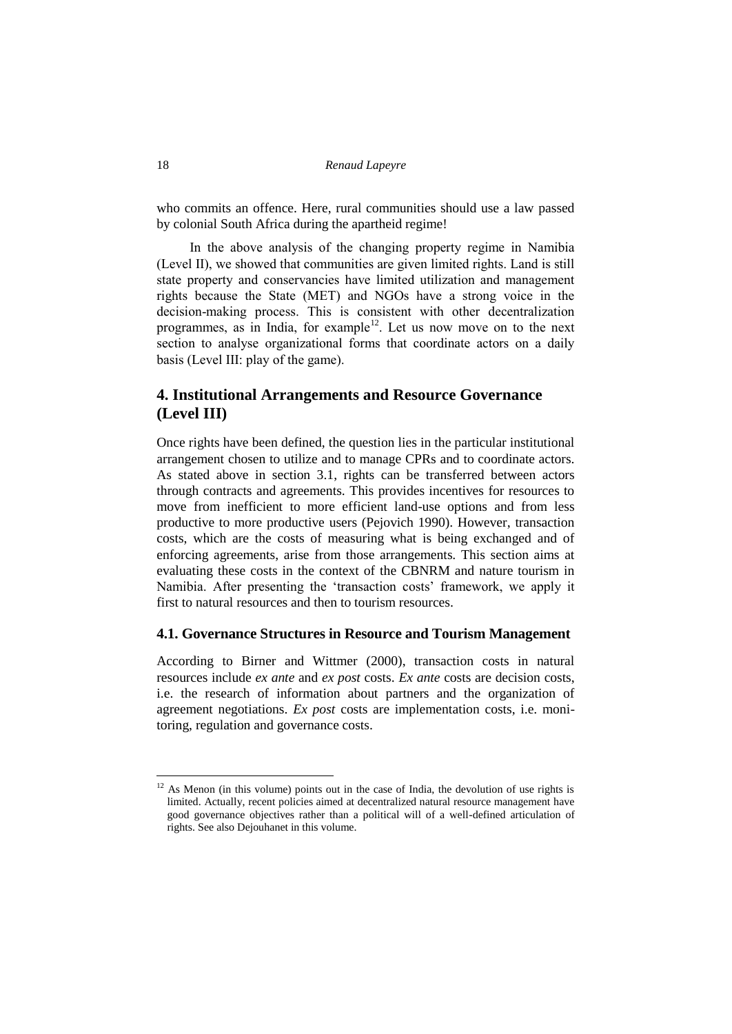who commits an offence. Here, rural communities should use a law passed by colonial South Africa during the apartheid regime!

In the above analysis of the changing property regime in Namibia (Level II), we showed that communities are given limited rights. Land is still state property and conservancies have limited utilization and management rights because the State (MET) and NGOs have a strong voice in the decision-making process. This is consistent with other decentralization programmes, as in India, for example[12]. Let us now move on to the next section to analyse organizational forms that coordinate actors on a daily basis (Level III: play of the game).

## 4. Institutional Arrangements and Resource Governance (Level III)

Once rights have been defined, the question lies in the particular institutional arrangement chosen to utilize and to manage CPRs and to coordinate actors. As stated above in section 3.1, rights can be transferred between actors through contracts and agreements. This provides incentives for resources to move from inefficient to more efficient land-use options and from less productive to more productive users (Pejovich 1990). However, transaction costs, which are the costs of measuring what is being exchanged and of enforcing agreements, arise from those arrangements. This section aims at evaluating these costs in the context of the CBNRM and nature tourism in Namibia. After presenting the 'transaction costs' framework, we apply it first to natural resources and then to tourism resources.

### 4.1. Governance Structures in Resource and Tourism Management

According to Birner and Wittmer (2000), transaction costs in natural resources include *ex ante* and *ex post* costs. *Ex ante* costs are decision costs, i.e. the research of information about partners and the organization of agreement negotiations. *Ex post* costs are implementation costs, i.e. monitoring, regulation and governance costs.

---

[12] As Menon (in this volume) points out in the case of India, the devolution of use rights is limited. Actually, recent policies aimed at decentralized natural resource management have good governance objectives rather than a political will of a well-defined articulation of rights. See also Dejouhanet in this volume.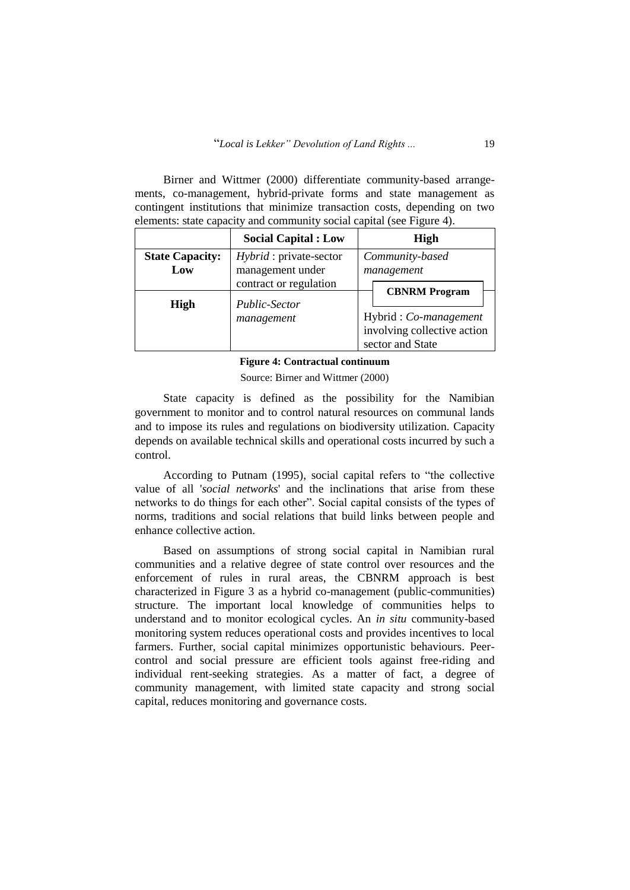Birner and Wittmer (2000) differentiate community-based arrangements, co-management, hybrid-private forms and state management as contingent institutions that minimize transaction costs, depending on two elements: state capacity and community social capital (see Figure 4).

| | **Social Capital : Low** | **High** |
|---|---|---|
| **State Capacity: Low** | *Hybrid* : private-sector management under contract or regulation | *Community-based management* |
| **High** | *Public-Sector management* | **CBNRM Program** Hybrid : *Co-management* involving collective action sector and State |

**Figure 4: Contractual continuum**

Source: Birner and Wittmer (2000)

State capacity is defined as the possibility for the Namibian government to monitor and to control natural resources on communal lands and to impose its rules and regulations on biodiversity utilization. Capacity depends on available technical skills and operational costs incurred by such a control.

According to Putnam (1995), social capital refers to "the collective value of all '*social networks*' and the inclinations that arise from these networks to do things for each other". Social capital consists of the types of norms, traditions and social relations that build links between people and enhance collective action.

Based on assumptions of strong social capital in Namibian rural communities and a relative degree of state control over resources and the enforcement of rules in rural areas, the CBNRM approach is best characterized in Figure 3 as a hybrid co-management (public-communities) structure. The important local knowledge of communities helps to understand and to monitor ecological cycles. An *in situ* community-based monitoring system reduces operational costs and provides incentives to local farmers. Further, social capital minimizes opportunistic behaviours. Peer-control and social pressure are efficient tools against free-riding and individual rent-seeking strategies. As a matter of fact, a degree of community management, with limited state capacity and strong social capital, reduces monitoring and governance costs.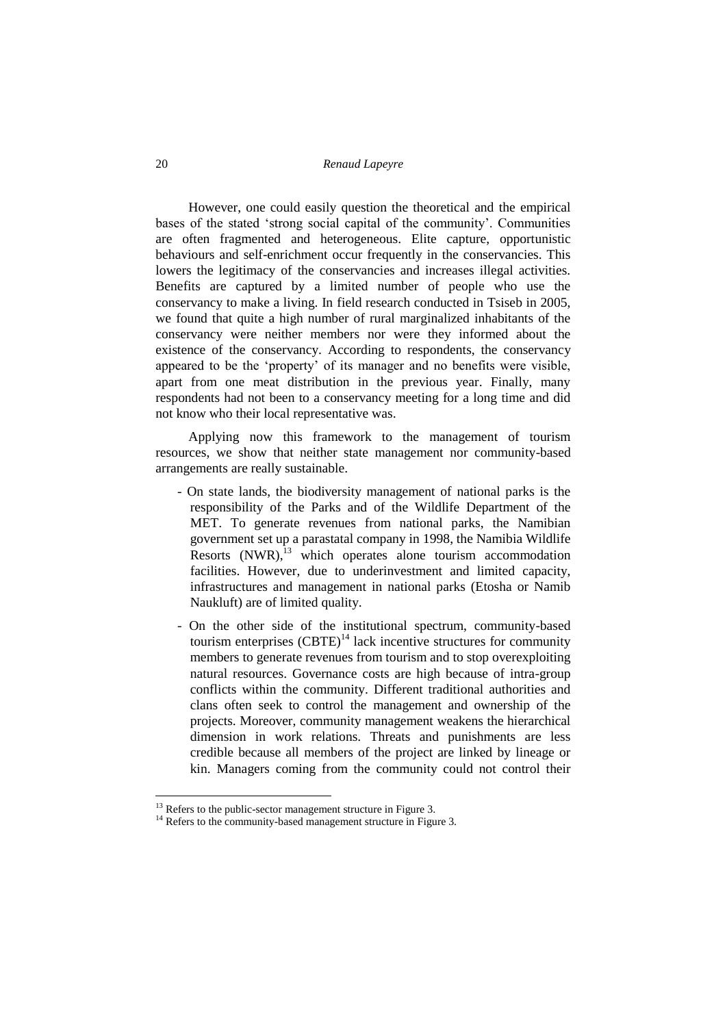However, one could easily question the theoretical and the empirical bases of the stated 'strong social capital of the community'. Communities are often fragmented and heterogeneous. Elite capture, opportunistic behaviours and self-enrichment occur frequently in the conservancies. This lowers the legitimacy of the conservancies and increases illegal activities. Benefits are captured by a limited number of people who use the conservancy to make a living. In field research conducted in Tsiseb in 2005, we found that quite a high number of rural marginalized inhabitants of the conservancy were neither members nor were they informed about the existence of the conservancy. According to respondents, the conservancy appeared to be the 'property' of its manager and no benefits were visible, apart from one meat distribution in the previous year. Finally, many respondents had not been to a conservancy meeting for a long time and did not know who their local representative was.

Applying now this framework to the management of tourism resources, we show that neither state management nor community-based arrangements are really sustainable.

- On state lands, the biodiversity management of national parks is the responsibility of the Parks and of the Wildlife Department of the MET. To generate revenues from national parks, the Namibian government set up a parastatal company in 1998, the Namibia Wildlife Resorts (NWR),[13] which operates alone tourism accommodation facilities. However, due to underinvestment and limited capacity, infrastructures and management in national parks (Etosha or Namib Naukluft) are of limited quality.
- On the other side of the institutional spectrum, community-based tourism enterprises (CBTE)[14] lack incentive structures for community members to generate revenues from tourism and to stop overexploiting natural resources. Governance costs are high because of intra-group conflicts within the community. Different traditional authorities and clans often seek to control the management and ownership of the projects. Moreover, community management weakens the hierarchical dimension in work relations. Threats and punishments are less credible because all members of the project are linked by lineage or kin. Managers coming from the community could not control their

[13] Refers to the public-sector management structure in Figure 3.

[14] Refers to the community-based management structure in Figure 3.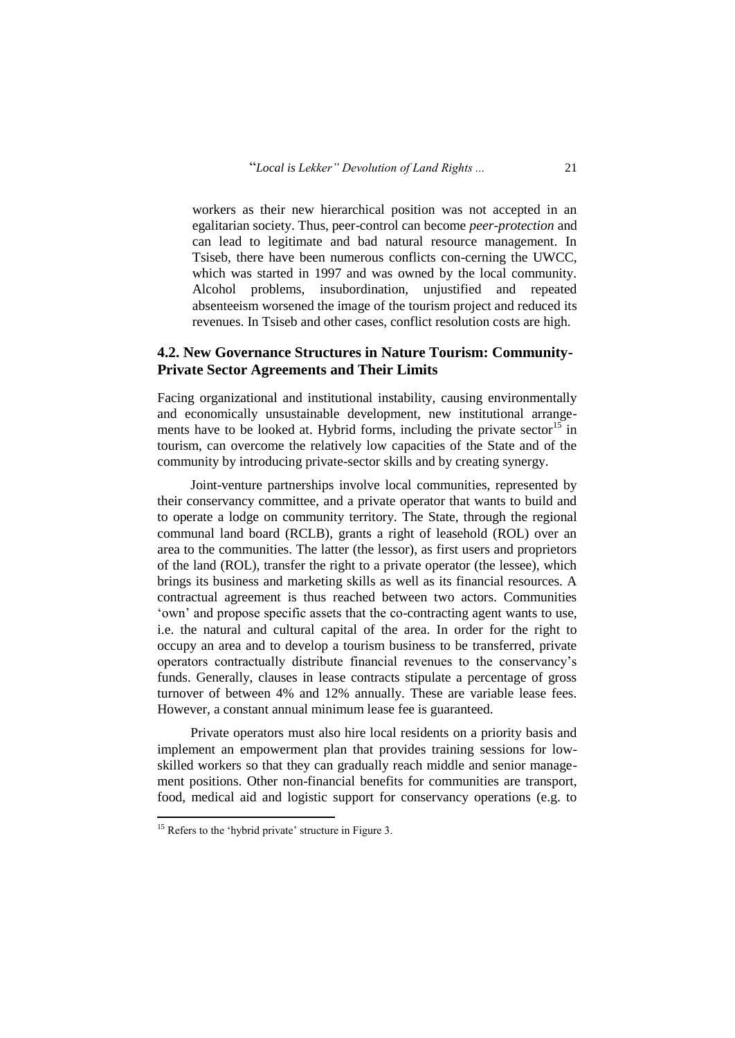workers as their new hierarchical position was not accepted in an egalitarian society. Thus, peer-control can become *peer-protection* and can lead to legitimate and bad natural resource management. In Tsiseb, there have been numerous conflicts con-cerning the UWCC, which was started in 1997 and was owned by the local community. Alcohol problems, insubordination, unjustified and repeated absenteeism worsened the image of the tourism project and reduced its revenues. In Tsiseb and other cases, conflict resolution costs are high.

### 4.2. New Governance Structures in Nature Tourism: Community-Private Sector Agreements and Their Limits

Facing organizational and institutional instability, causing environmentally and economically unsustainable development, new institutional arrangements have to be looked at. Hybrid forms, including the private sector[15] in tourism, can overcome the relatively low capacities of the State and of the community by introducing private-sector skills and by creating synergy.

Joint-venture partnerships involve local communities, represented by their conservancy committee, and a private operator that wants to build and to operate a lodge on community territory. The State, through the regional communal land board (RCLB), grants a right of leasehold (ROL) over an area to the communities. The latter (the lessor), as first users and proprietors of the land (ROL), transfer the right to a private operator (the lessee), which brings its business and marketing skills as well as its financial resources. A contractual agreement is thus reached between two actors. Communities 'own' and propose specific assets that the co-contracting agent wants to use, i.e. the natural and cultural capital of the area. In order for the right to occupy an area and to develop a tourism business to be transferred, private operators contractually distribute financial revenues to the conservancy's funds. Generally, clauses in lease contracts stipulate a percentage of gross turnover of between 4% and 12% annually. These are variable lease fees. However, a constant annual minimum lease fee is guaranteed.

Private operators must also hire local residents on a priority basis and implement an empowerment plan that provides training sessions for low-skilled workers so that they can gradually reach middle and senior management positions. Other non-financial benefits for communities are transport, food, medical aid and logistic support for conservancy operations (e.g. to

---

[15] Refers to the 'hybrid private' structure in Figure 3.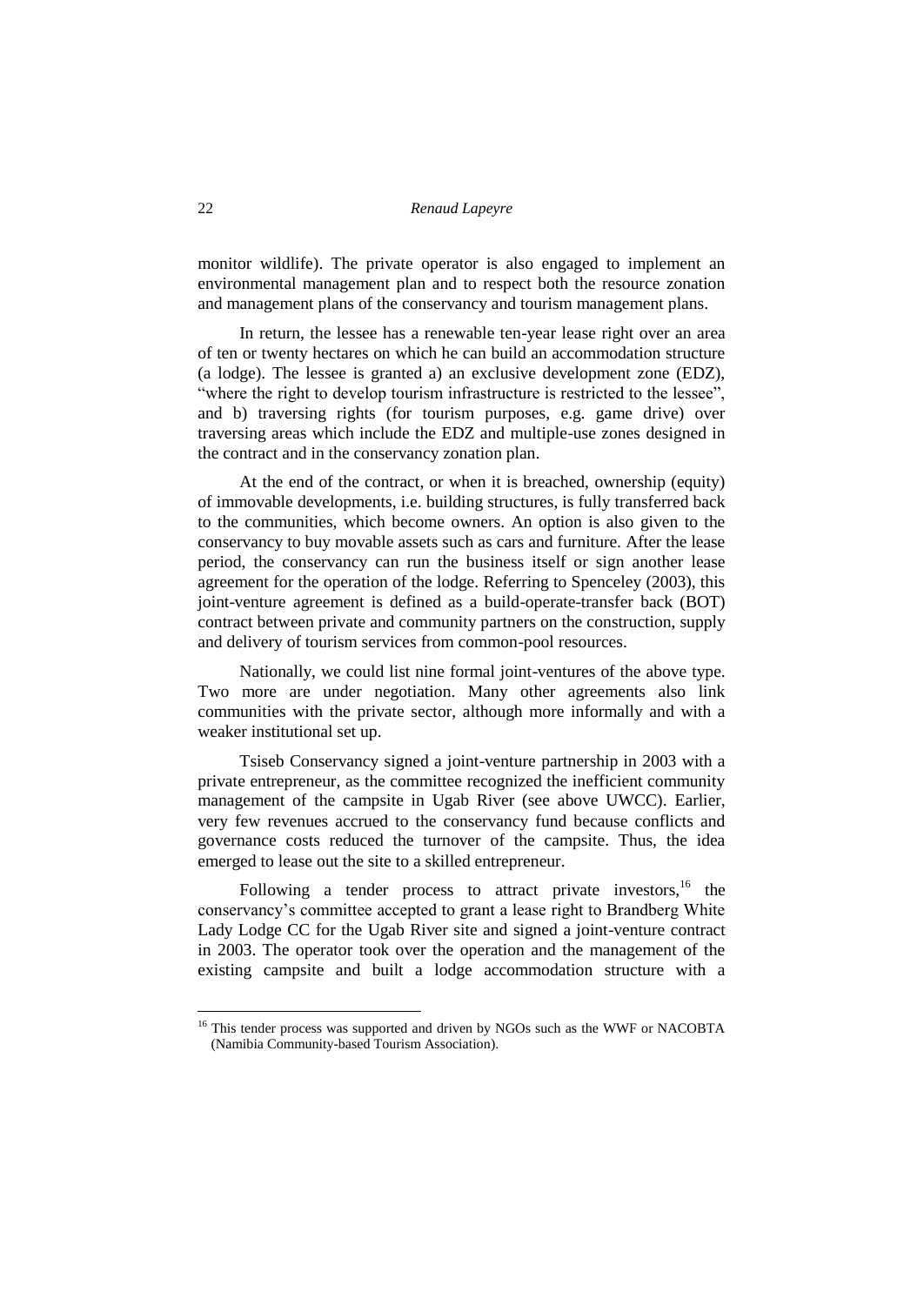monitor wildlife). The private operator is also engaged to implement an environmental management plan and to respect both the resource zonation and management plans of the conservancy and tourism management plans.

In return, the lessee has a renewable ten-year lease right over an area of ten or twenty hectares on which he can build an accommodation structure (a lodge). The lessee is granted a) an exclusive development zone (EDZ), "where the right to develop tourism infrastructure is restricted to the lessee", and b) traversing rights (for tourism purposes, e.g. game drive) over traversing areas which include the EDZ and multiple-use zones designed in the contract and in the conservancy zonation plan.

At the end of the contract, or when it is breached, ownership (equity) of immovable developments, i.e. building structures, is fully transferred back to the communities, which become owners. An option is also given to the conservancy to buy movable assets such as cars and furniture. After the lease period, the conservancy can run the business itself or sign another lease agreement for the operation of the lodge. Referring to Spenceley (2003), this joint-venture agreement is defined as a build-operate-transfer back (BOT) contract between private and community partners on the construction, supply and delivery of tourism services from common-pool resources.

Nationally, we could list nine formal joint-ventures of the above type. Two more are under negotiation. Many other agreements also link communities with the private sector, although more informally and with a weaker institutional set up.

Tsiseb Conservancy signed a joint-venture partnership in 2003 with a private entrepreneur, as the committee recognized the inefficient community management of the campsite in Ugab River (see above UWCC). Earlier, very few revenues accrued to the conservancy fund because conflicts and governance costs reduced the turnover of the campsite. Thus, the idea emerged to lease out the site to a skilled entrepreneur.

Following a tender process to attract private investors,[16] the conservancy's committee accepted to grant a lease right to Brandberg White Lady Lodge CC for the Ugab River site and signed a joint-venture contract in 2003. The operator took over the operation and the management of the existing campsite and built a lodge accommodation structure with a

[16] This tender process was supported and driven by NGOs such as the WWF or NACOBTA (Namibia Community-based Tourism Association).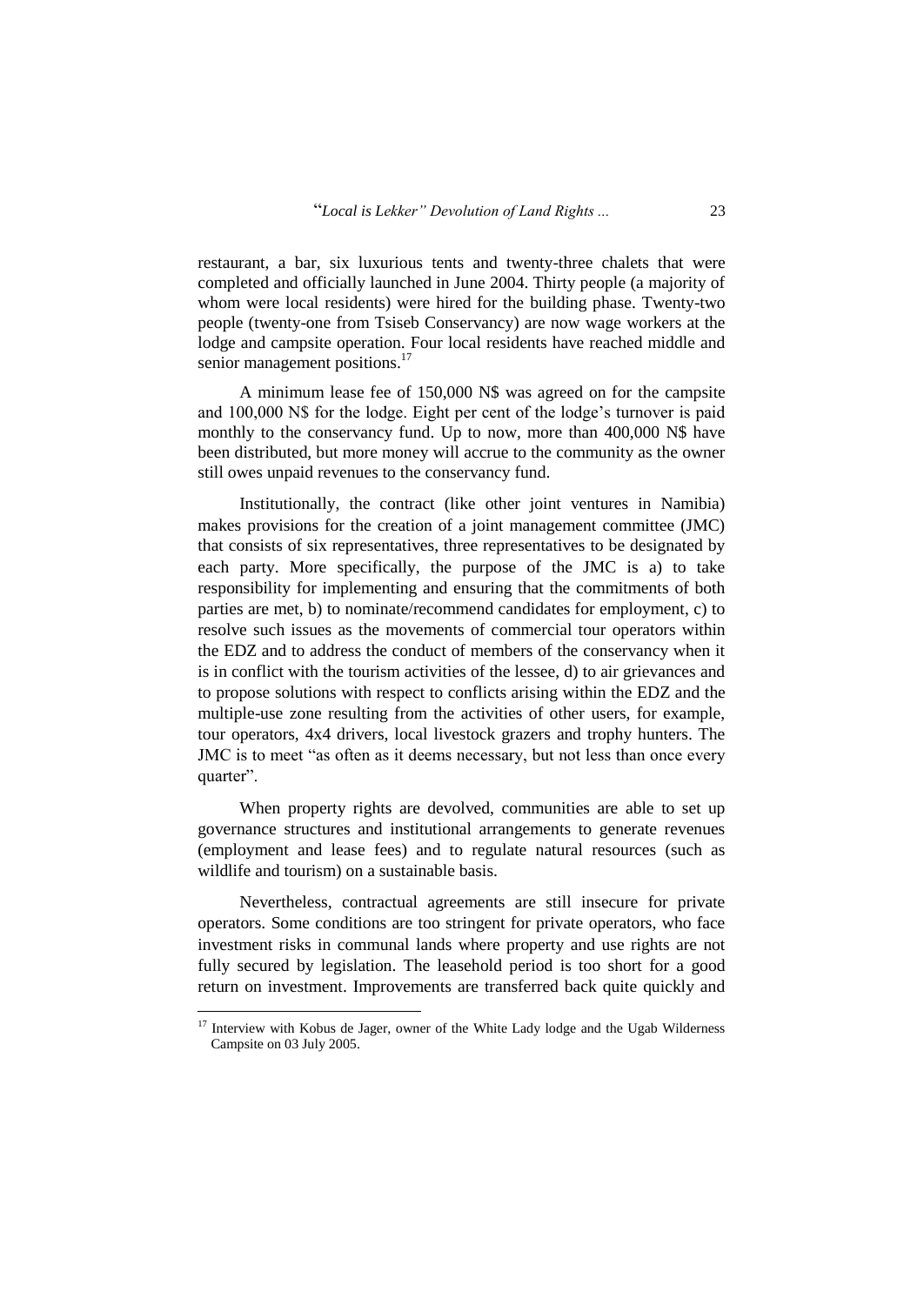restaurant, a bar, six luxurious tents and twenty-three chalets that were completed and officially launched in June 2004. Thirty people (a majority of whom were local residents) were hired for the building phase. Twenty-two people (twenty-one from Tsiseb Conservancy) are now wage workers at the lodge and campsite operation. Four local residents have reached middle and senior management positions.[17]

A minimum lease fee of 150,000 N$ was agreed on for the campsite and 100,000 N$ for the lodge. Eight per cent of the lodge's turnover is paid monthly to the conservancy fund. Up to now, more than 400,000 N$ have been distributed, but more money will accrue to the community as the owner still owes unpaid revenues to the conservancy fund.

Institutionally, the contract (like other joint ventures in Namibia) makes provisions for the creation of a joint management committee (JMC) that consists of six representatives, three representatives to be designated by each party. More specifically, the purpose of the JMC is a) to take responsibility for implementing and ensuring that the commitments of both parties are met, b) to nominate/recommend candidates for employment, c) to resolve such issues as the movements of commercial tour operators within the EDZ and to address the conduct of members of the conservancy when it is in conflict with the tourism activities of the lessee, d) to air grievances and to propose solutions with respect to conflicts arising within the EDZ and the multiple-use zone resulting from the activities of other users, for example, tour operators, 4x4 drivers, local livestock grazers and trophy hunters. The JMC is to meet "as often as it deems necessary, but not less than once every quarter".

When property rights are devolved, communities are able to set up governance structures and institutional arrangements to generate revenues (employment and lease fees) and to regulate natural resources (such as wildlife and tourism) on a sustainable basis.

Nevertheless, contractual agreements are still insecure for private operators. Some conditions are too stringent for private operators, who face investment risks in communal lands where property and use rights are not fully secured by legislation. The leasehold period is too short for a good return on investment. Improvements are transferred back quite quickly and

[17] Interview with Kobus de Jager, owner of the White Lady lodge and the Ugab Wilderness Campsite on 03 July 2005.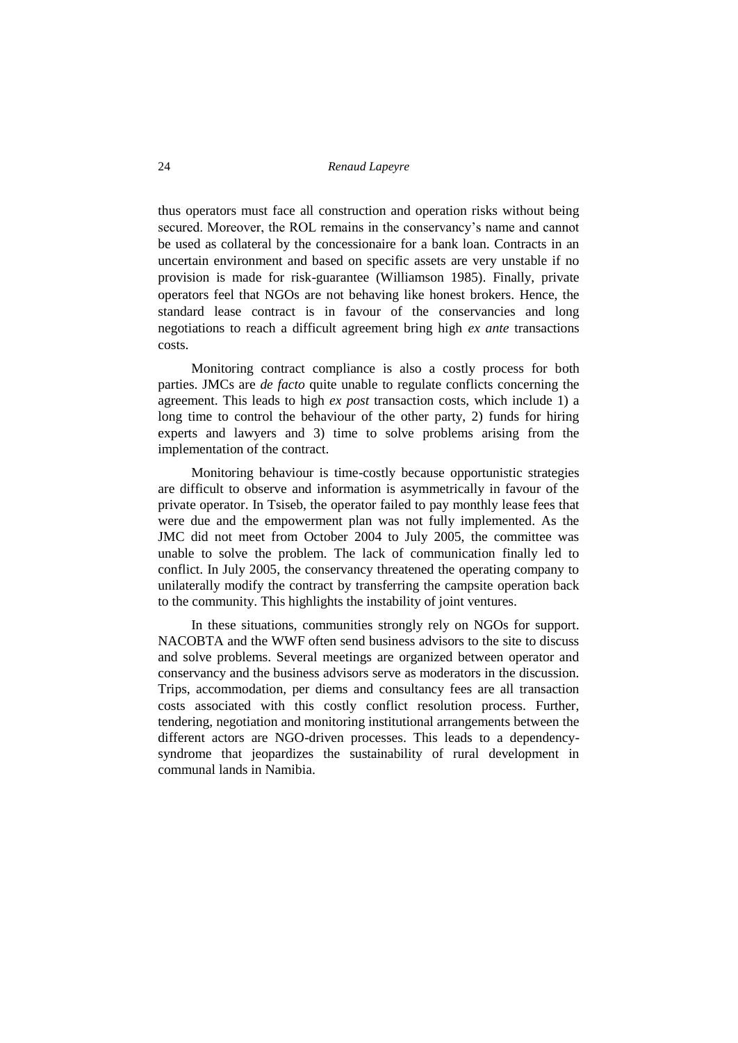thus operators must face all construction and operation risks without being secured. Moreover, the ROL remains in the conservancy's name and cannot be used as collateral by the concessionaire for a bank loan. Contracts in an uncertain environment and based on specific assets are very unstable if no provision is made for risk-guarantee (Williamson 1985). Finally, private operators feel that NGOs are not behaving like honest brokers. Hence, the standard lease contract is in favour of the conservancies and long negotiations to reach a difficult agreement bring high *ex ante* transactions costs.

Monitoring contract compliance is also a costly process for both parties. JMCs are *de facto* quite unable to regulate conflicts concerning the agreement. This leads to high *ex post* transaction costs, which include 1) a long time to control the behaviour of the other party, 2) funds for hiring experts and lawyers and 3) time to solve problems arising from the implementation of the contract.

Monitoring behaviour is time-costly because opportunistic strategies are difficult to observe and information is asymmetrically in favour of the private operator. In Tsiseb, the operator failed to pay monthly lease fees that were due and the empowerment plan was not fully implemented. As the JMC did not meet from October 2004 to July 2005, the committee was unable to solve the problem. The lack of communication finally led to conflict. In July 2005, the conservancy threatened the operating company to unilaterally modify the contract by transferring the campsite operation back to the community. This highlights the instability of joint ventures.

In these situations, communities strongly rely on NGOs for support. NACOBTA and the WWF often send business advisors to the site to discuss and solve problems. Several meetings are organized between operator and conservancy and the business advisors serve as moderators in the discussion. Trips, accommodation, per diems and consultancy fees are all transaction costs associated with this costly conflict resolution process. Further, tendering, negotiation and monitoring institutional arrangements between the different actors are NGO-driven processes. This leads to a dependency-syndrome that jeopardizes the sustainability of rural development in communal lands in Namibia.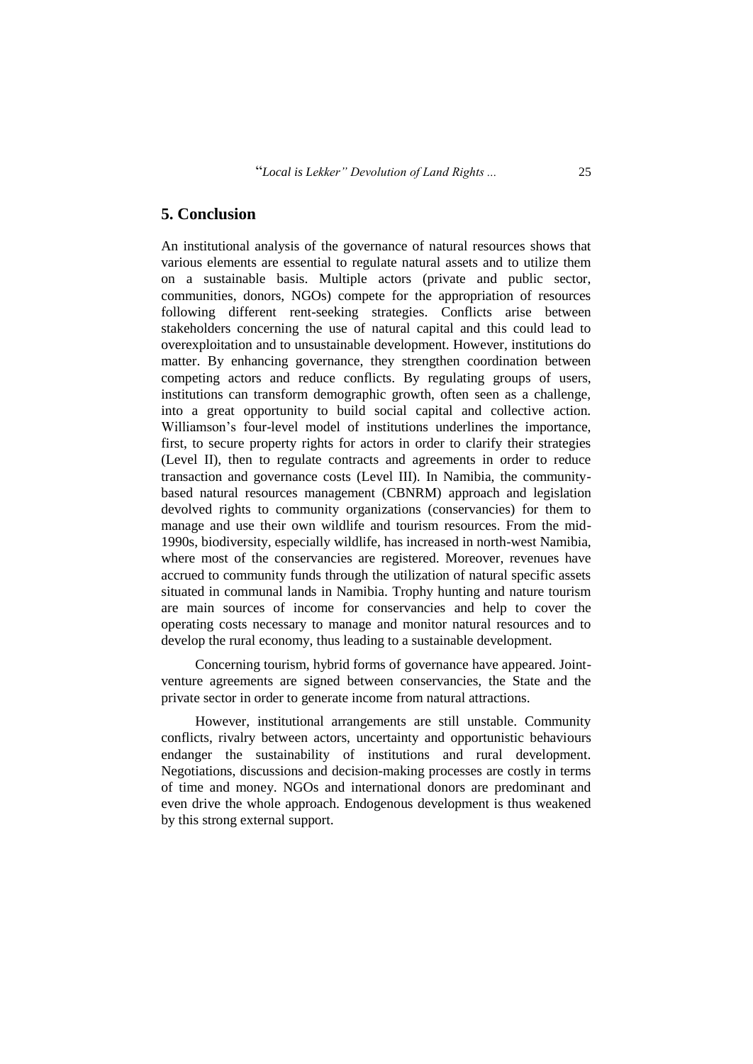## 5. Conclusion

An institutional analysis of the governance of natural resources shows that various elements are essential to regulate natural assets and to utilize them on a sustainable basis. Multiple actors (private and public sector, communities, donors, NGOs) compete for the appropriation of resources following different rent-seeking strategies. Conflicts arise between stakeholders concerning the use of natural capital and this could lead to overexploitation and to unsustainable development. However, institutions do matter. By enhancing governance, they strengthen coordination between competing actors and reduce conflicts. By regulating groups of users, institutions can transform demographic growth, often seen as a challenge, into a great opportunity to build social capital and collective action. Williamson's four-level model of institutions underlines the importance, first, to secure property rights for actors in order to clarify their strategies (Level II), then to regulate contracts and agreements in order to reduce transaction and governance costs (Level III). In Namibia, the community-based natural resources management (CBNRM) approach and legislation devolved rights to community organizations (conservancies) for them to manage and use their own wildlife and tourism resources. From the mid-1990s, biodiversity, especially wildlife, has increased in north-west Namibia, where most of the conservancies are registered. Moreover, revenues have accrued to community funds through the utilization of natural specific assets situated in communal lands in Namibia. Trophy hunting and nature tourism are main sources of income for conservancies and help to cover the operating costs necessary to manage and monitor natural resources and to develop the rural economy, thus leading to a sustainable development.

Concerning tourism, hybrid forms of governance have appeared. Joint-venture agreements are signed between conservancies, the State and the private sector in order to generate income from natural attractions.

However, institutional arrangements are still unstable. Community conflicts, rivalry between actors, uncertainty and opportunistic behaviours endanger the sustainability of institutions and rural development. Negotiations, discussions and decision-making processes are costly in terms of time and money. NGOs and international donors are predominant and even drive the whole approach. Endogenous development is thus weakened by this strong external support.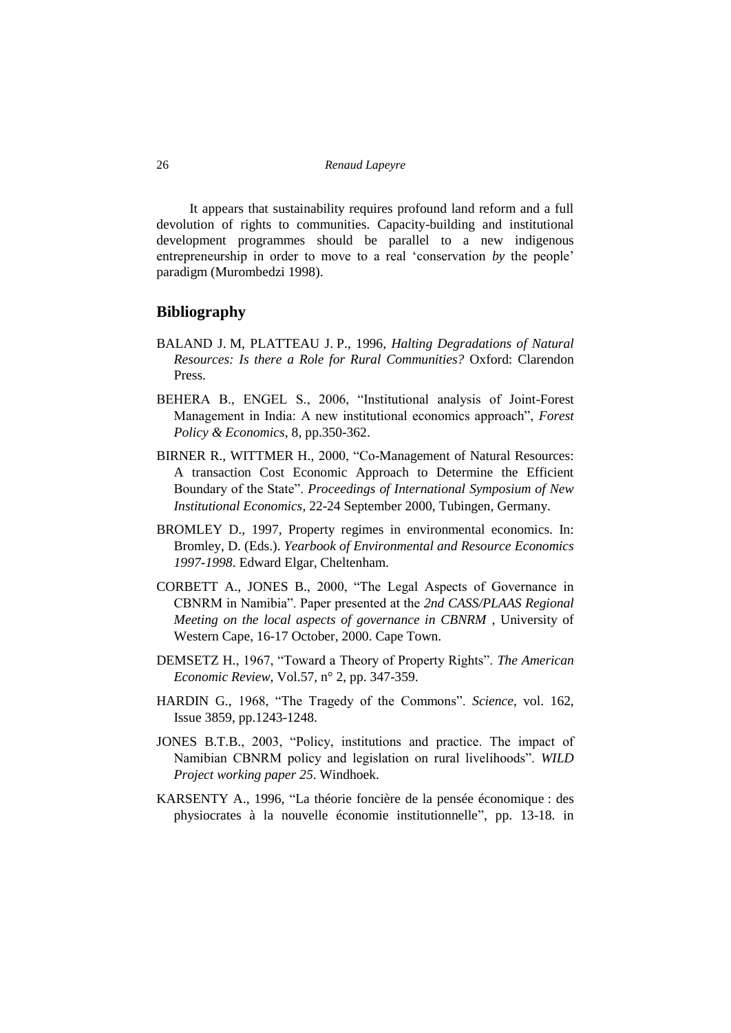It appears that sustainability requires profound land reform and a full devolution of rights to communities. Capacity-building and institutional development programmes should be parallel to a new indigenous entrepreneurship in order to move to a real 'conservation *by* the people' paradigm (Murombedzi 1998).

## Bibliography

BALAND J. M, PLATTEAU J. P., 1996, *Halting Degradations of Natural Resources: Is there a Role for Rural Communities?* Oxford: Clarendon Press.

BEHERA B., ENGEL S., 2006, "Institutional analysis of Joint-Forest Management in India: A new institutional economics approach", *Forest Policy & Economics*, 8, pp.350-362.

BIRNER R., WITTMER H., 2000, "Co-Management of Natural Resources: A transaction Cost Economic Approach to Determine the Efficient Boundary of the State". *Proceedings of International Symposium of New Institutional Economics*, 22-24 September 2000, Tubingen, Germany.

BROMLEY D., 1997, Property regimes in environmental economics. In: Bromley, D. (Eds.). *Yearbook of Environmental and Resource Economics 1997-1998*. Edward Elgar, Cheltenham.

CORBETT A., JONES B., 2000, "The Legal Aspects of Governance in CBNRM in Namibia". Paper presented at the *2nd CASS/PLAAS Regional Meeting on the local aspects of governance in CBNRM* , University of Western Cape, 16-17 October, 2000. Cape Town.

DEMSETZ H., 1967, "Toward a Theory of Property Rights". *The American Economic Review*, Vol.57, n° 2, pp. 347-359.

HARDIN G., 1968, "The Tragedy of the Commons". *Science*, vol. 162, Issue 3859, pp.1243-1248.

JONES B.T.B., 2003, "Policy, institutions and practice. The impact of Namibian CBNRM policy and legislation on rural livelihoods". *WILD Project working paper 25*. Windhoek.

KARSENTY A., 1996, "La théorie foncière de la pensée économique : des physiocrates à la nouvelle économie institutionnelle", pp. 13-18. in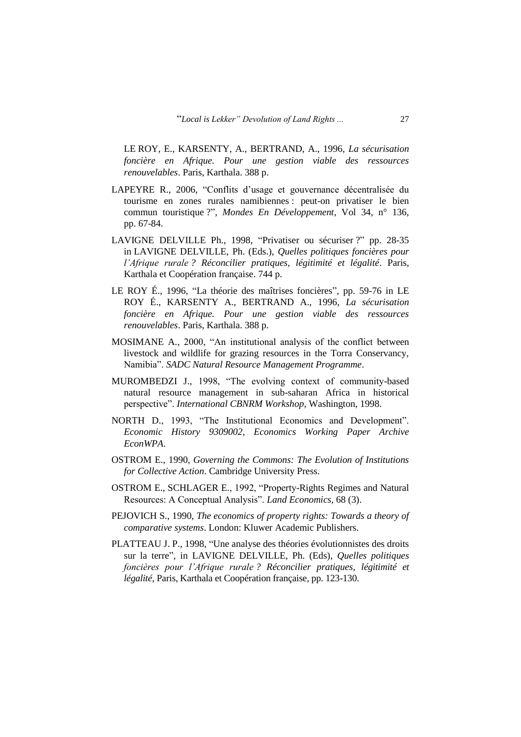LE ROY, E., KARSENTY, A., BERTRAND, A., 1996, *La sécurisation foncière en Afrique. Pour une gestion viable des ressources renouvelables*. Paris, Karthala. 388 p.

LAPEYRE R., 2006, "Conflits d'usage et gouvernance décentralisée du tourisme en zones rurales namibiennes : peut-on privatiser le bien commun touristique ?", *Mondes En Développement*, Vol 34, n° 136, pp. 67-84.

LAVIGNE DELVILLE Ph., 1998, "Privatiser ou sécuriser ?" pp. 28-35 in LAVIGNE DELVILLE, Ph. (Eds.), *Quelles politiques foncières pour l'Afrique rurale ? Réconcilier pratiques, légitimité et légalité*. Paris, Karthala et Coopération française. 744 p.

LE ROY É., 1996, "La théorie des maîtrises foncières", pp. 59-76 in LE ROY É., KARSENTY A., BERTRAND A., 1996, *La sécurisation foncière en Afrique. Pour une gestion viable des ressources renouvelables*. Paris, Karthala. 388 p.

MOSIMANE A., 2000, "An institutional analysis of the conflict between livestock and wildlife for grazing resources in the Torra Conservancy, Namibia". *SADC Natural Resource Management Programme*.

MUROMBEDZI J., 1998, "The evolving context of community-based natural resource management in sub-saharan Africa in historical perspective". *International CBNRM Workshop*, Washington, 1998.

NORTH D., 1993, "The Institutional Economics and Development". *Economic History 9309002, Economics Working Paper Archive EconWPA*.

OSTROM E., 1990, *Governing the Commons: The Evolution of Institutions for Collective Action*. Cambridge University Press.

OSTROM E., SCHLAGER E., 1992, "Property-Rights Regimes and Natural Resources: A Conceptual Analysis". *Land Economics*, 68 (3).

PEJOVICH S., 1990, *The economics of property rights: Towards a theory of comparative systems*. London: Kluwer Academic Publishers.

PLATTEAU J. P., 1998, "Une analyse des théories évolutionnistes des droits sur la terre", in LAVIGNE DELVILLE, Ph. (Eds), *Quelles politiques foncières pour l'Afrique rurale ? Réconcilier pratiques, légitimité et légalité*, Paris, Karthala et Coopération française, pp. 123-130.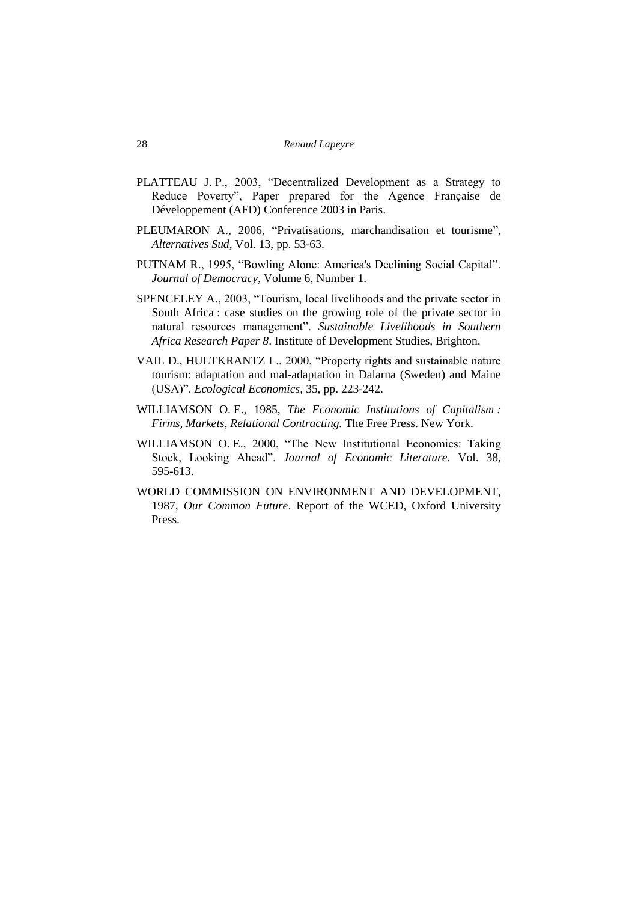PLATTEAU J. P., 2003, "Decentralized Development as a Strategy to Reduce Poverty", Paper prepared for the Agence Française de Développement (AFD) Conference 2003 in Paris.

PLEUMARON A., 2006, "Privatisations, marchandisation et tourisme", *Alternatives Sud*, Vol. 13, pp. 53-63.

PUTNAM R., 1995, "Bowling Alone: America's Declining Social Capital". *Journal of Democracy*, Volume 6, Number 1.

SPENCELEY A., 2003, "Tourism, local livelihoods and the private sector in South Africa : case studies on the growing role of the private sector in natural resources management". *Sustainable Livelihoods in Southern Africa Research Paper 8*. Institute of Development Studies, Brighton.

VAIL D., HULTKRANTZ L., 2000, "Property rights and sustainable nature tourism: adaptation and mal-adaptation in Dalarna (Sweden) and Maine (USA)". *Ecological Economics*, 35, pp. 223-242.

WILLIAMSON O. E., 1985, *The Economic Institutions of Capitalism : Firms, Markets, Relational Contracting.* The Free Press. New York.

WILLIAMSON O. E., 2000, "The New Institutional Economics: Taking Stock, Looking Ahead". *Journal of Economic Literature.* Vol. 38, 595-613.

WORLD COMMISSION ON ENVIRONMENT AND DEVELOPMENT, 1987, *Our Common Future*. Report of the WCED, Oxford University Press.